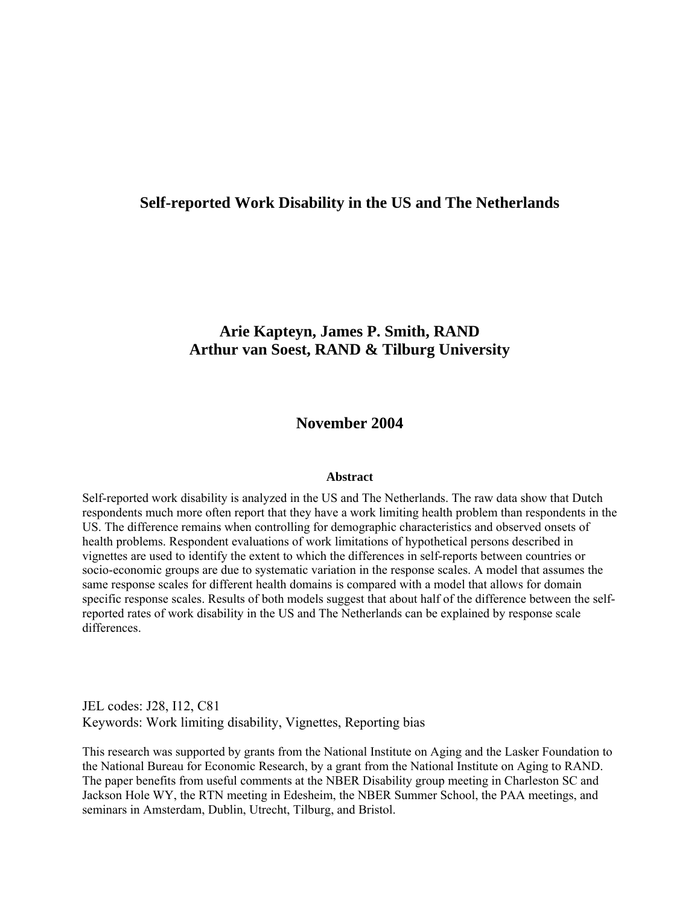# Self-reported Work Disability in the US and The Netherlands

**Arie Kapteyn, James P. Smith, RAND**
**Arthur van Soest, RAND & Tilburg University**

**November 2004**

**Abstract**

Self-reported work disability is analyzed in the US and The Netherlands. The raw data show that Dutch respondents much more often report that they have a work limiting health problem than respondents in the US. The difference remains when controlling for demographic characteristics and observed onsets of health problems. Respondent evaluations of work limitations of hypothetical persons described in vignettes are used to identify the extent to which the differences in self-reports between countries or socio-economic groups are due to systematic variation in the response scales. A model that assumes the same response scales for different health domains is compared with a model that allows for domain specific response scales. Results of both models suggest that about half of the difference between the self-reported rates of work disability in the US and The Netherlands can be explained by response scale differences.

JEL codes: J28, I12, C81
Keywords: Work limiting disability, Vignettes, Reporting bias

This research was supported by grants from the National Institute on Aging and the Lasker Foundation to the National Bureau for Economic Research, by a grant from the National Institute on Aging to RAND. The paper benefits from useful comments at the NBER Disability group meeting in Charleston SC and Jackson Hole WY, the RTN meeting in Edesheim, the NBER Summer School, the PAA meetings, and seminars in Amsterdam, Dublin, Utrecht, Tilburg, and Bristol.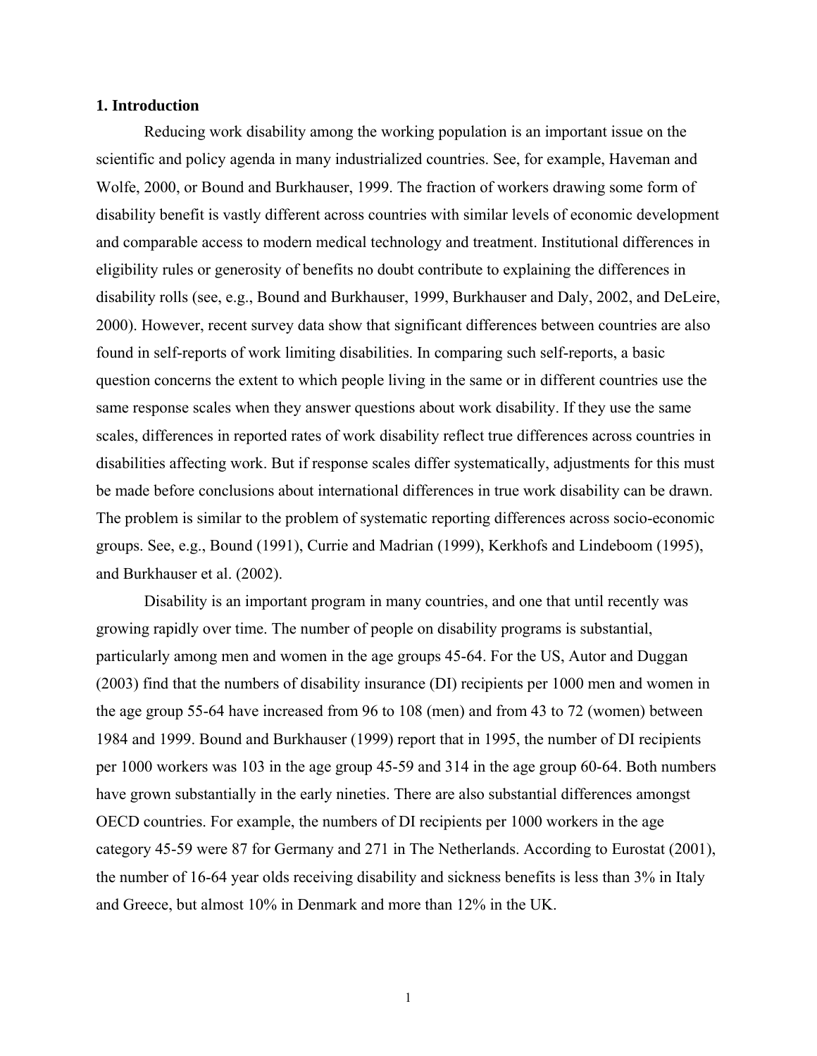## 1. Introduction

Reducing work disability among the working population is an important issue on the scientific and policy agenda in many industrialized countries. See, for example, Haveman and Wolfe, 2000, or Bound and Burkhauser, 1999. The fraction of workers drawing some form of disability benefit is vastly different across countries with similar levels of economic development and comparable access to modern medical technology and treatment. Institutional differences in eligibility rules or generosity of benefits no doubt contribute to explaining the differences in disability rolls (see, e.g., Bound and Burkhauser, 1999, Burkhauser and Daly, 2002, and DeLeire, 2000). However, recent survey data show that significant differences between countries are also found in self-reports of work limiting disabilities. In comparing such self-reports, a basic question concerns the extent to which people living in the same or in different countries use the same response scales when they answer questions about work disability. If they use the same scales, differences in reported rates of work disability reflect true differences across countries in disabilities affecting work. But if response scales differ systematically, adjustments for this must be made before conclusions about international differences in true work disability can be drawn. The problem is similar to the problem of systematic reporting differences across socio-economic groups. See, e.g., Bound (1991), Currie and Madrian (1999), Kerkhofs and Lindeboom (1995), and Burkhauser et al. (2002).

Disability is an important program in many countries, and one that until recently was growing rapidly over time. The number of people on disability programs is substantial, particularly among men and women in the age groups 45-64. For the US, Autor and Duggan (2003) find that the numbers of disability insurance (DI) recipients per 1000 men and women in the age group 55-64 have increased from 96 to 108 (men) and from 43 to 72 (women) between 1984 and 1999. Bound and Burkhauser (1999) report that in 1995, the number of DI recipients per 1000 workers was 103 in the age group 45-59 and 314 in the age group 60-64. Both numbers have grown substantially in the early nineties. There are also substantial differences amongst OECD countries. For example, the numbers of DI recipients per 1000 workers in the age category 45-59 were 87 for Germany and 271 in The Netherlands. According to Eurostat (2001), the number of 16-64 year olds receiving disability and sickness benefits is less than 3% in Italy and Greece, but almost 10% in Denmark and more than 12% in the UK.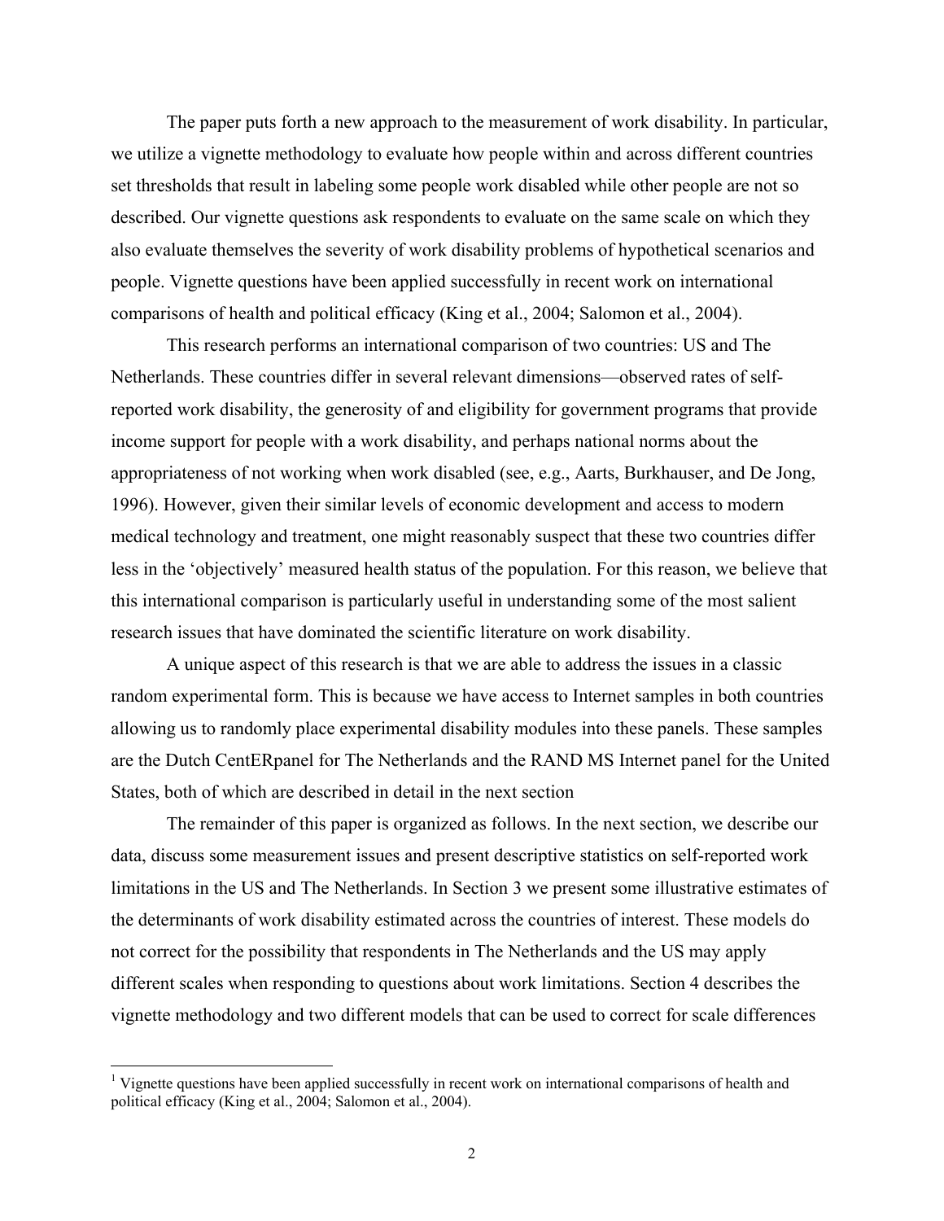The paper puts forth a new approach to the measurement of work disability. In particular, we utilize a vignette methodology to evaluate how people within and across different countries set thresholds that result in labeling some people work disabled while other people are not so described. Our vignette questions ask respondents to evaluate on the same scale on which they also evaluate themselves the severity of work disability problems of hypothetical scenarios and people. Vignette questions have been applied successfully in recent work on international comparisons of health and political efficacy (King et al., 2004; Salomon et al., 2004).

This research performs an international comparison of two countries: US and The Netherlands. These countries differ in several relevant dimensions—observed rates of self-reported work disability, the generosity of and eligibility for government programs that provide income support for people with a work disability, and perhaps national norms about the appropriateness of not working when work disabled (see, e.g., Aarts, Burkhauser, and De Jong, 1996). However, given their similar levels of economic development and access to modern medical technology and treatment, one might reasonably suspect that these two countries differ less in the 'objectively' measured health status of the population. For this reason, we believe that this international comparison is particularly useful in understanding some of the most salient research issues that have dominated the scientific literature on work disability.

A unique aspect of this research is that we are able to address the issues in a classic random experimental form. This is because we have access to Internet samples in both countries allowing us to randomly place experimental disability modules into these panels. These samples are the Dutch CentERpanel for The Netherlands and the RAND MS Internet panel for the United States, both of which are described in detail in the next section

The remainder of this paper is organized as follows. In the next section, we describe our data, discuss some measurement issues and present descriptive statistics on self-reported work limitations in the US and The Netherlands. In Section 3 we present some illustrative estimates of the determinants of work disability estimated across the countries of interest. These models do not correct for the possibility that respondents in The Netherlands and the US may apply different scales when responding to questions about work limitations. Section 4 describes the vignette methodology and two different models that can be used to correct for scale differences

[1] Vignette questions have been applied successfully in recent work on international comparisons of health and political efficacy (King et al., 2004; Salomon et al., 2004).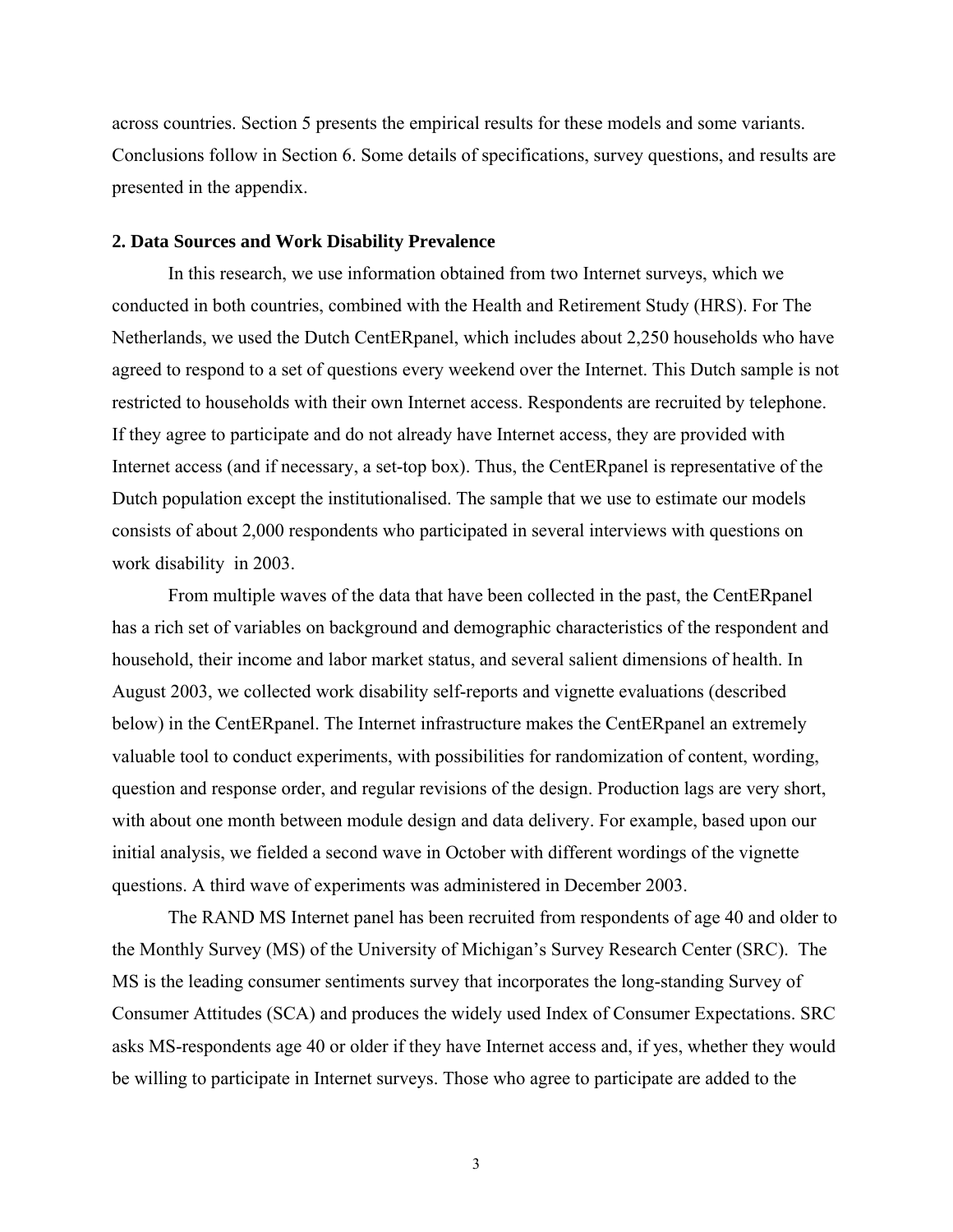across countries. Section 5 presents the empirical results for these models and some variants. Conclusions follow in Section 6. Some details of specifications, survey questions, and results are presented in the appendix.

## 2. Data Sources and Work Disability Prevalence

In this research, we use information obtained from two Internet surveys, which we conducted in both countries, combined with the Health and Retirement Study (HRS). For The Netherlands, we used the Dutch CentERpanel, which includes about 2,250 households who have agreed to respond to a set of questions every weekend over the Internet. This Dutch sample is not restricted to households with their own Internet access. Respondents are recruited by telephone. If they agree to participate and do not already have Internet access, they are provided with Internet access (and if necessary, a set-top box). Thus, the CentERpanel is representative of the Dutch population except the institutionalised. The sample that we use to estimate our models consists of about 2,000 respondents who participated in several interviews with questions on work disability in 2003.

From multiple waves of the data that have been collected in the past, the CentERpanel has a rich set of variables on background and demographic characteristics of the respondent and household, their income and labor market status, and several salient dimensions of health. In August 2003, we collected work disability self-reports and vignette evaluations (described below) in the CentERpanel. The Internet infrastructure makes the CentERpanel an extremely valuable tool to conduct experiments, with possibilities for randomization of content, wording, question and response order, and regular revisions of the design. Production lags are very short, with about one month between module design and data delivery. For example, based upon our initial analysis, we fielded a second wave in October with different wordings of the vignette questions. A third wave of experiments was administered in December 2003.

The RAND MS Internet panel has been recruited from respondents of age 40 and older to the Monthly Survey (MS) of the University of Michigan's Survey Research Center (SRC). The MS is the leading consumer sentiments survey that incorporates the long-standing Survey of Consumer Attitudes (SCA) and produces the widely used Index of Consumer Expectations. SRC asks MS-respondents age 40 or older if they have Internet access and, if yes, whether they would be willing to participate in Internet surveys. Those who agree to participate are added to the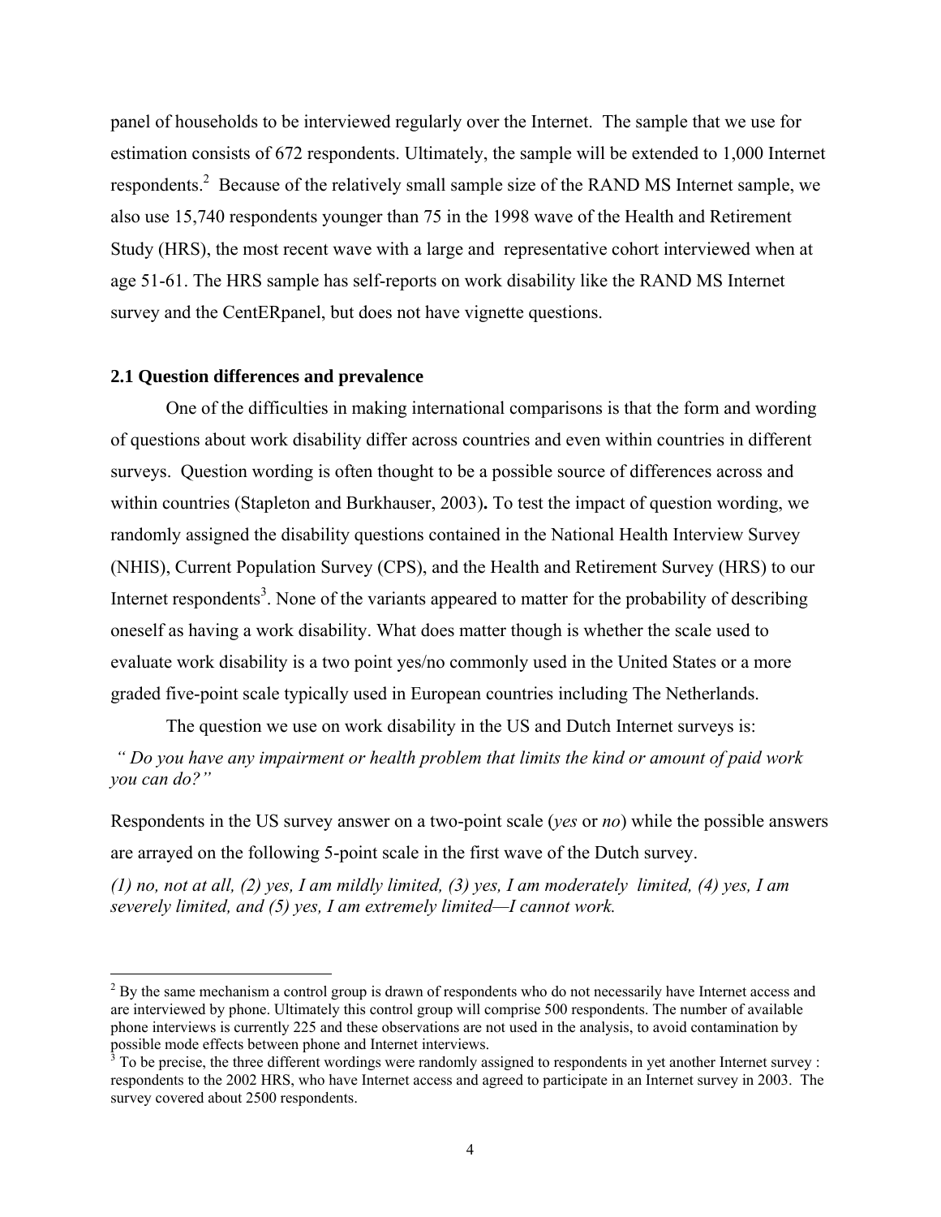panel of households to be interviewed regularly over the Internet. The sample that we use for estimation consists of 672 respondents. Ultimately, the sample will be extended to 1,000 Internet respondents.[2] Because of the relatively small sample size of the RAND MS Internet sample, we also use 15,740 respondents younger than 75 in the 1998 wave of the Health and Retirement Study (HRS), the most recent wave with a large and representative cohort interviewed when at age 51-61. The HRS sample has self-reports on work disability like the RAND MS Internet survey and the CentERpanel, but does not have vignette questions.

### 2.1 Question differences and prevalence

One of the difficulties in making international comparisons is that the form and wording of questions about work disability differ across countries and even within countries in different surveys. Question wording is often thought to be a possible source of differences across and within countries (Stapleton and Burkhauser, 2003). To test the impact of question wording, we randomly assigned the disability questions contained in the National Health Interview Survey (NHIS), Current Population Survey (CPS), and the Health and Retirement Survey (HRS) to our Internet respondents[3]. None of the variants appeared to matter for the probability of describing oneself as having a work disability. What does matter though is whether the scale used to evaluate work disability is a two point yes/no commonly used in the United States or a more graded five-point scale typically used in European countries including The Netherlands.

The question we use on work disability in the US and Dutch Internet surveys is:

*" Do you have any impairment or health problem that limits the kind or amount of paid work you can do?"*

Respondents in the US survey answer on a two-point scale (*yes* or *no*) while the possible answers are arrayed on the following 5-point scale in the first wave of the Dutch survey.

*(1) no, not at all, (2) yes, I am mildly limited, (3) yes, I am moderately limited, (4) yes, I am severely limited, and (5) yes, I am extremely limited—I cannot work.*

---

[2] By the same mechanism a control group is drawn of respondents who do not necessarily have Internet access and are interviewed by phone. Ultimately this control group will comprise 500 respondents. The number of available phone interviews is currently 225 and these observations are not used in the analysis, to avoid contamination by possible mode effects between phone and Internet interviews.

[3] To be precise, the three different wordings were randomly assigned to respondents in yet another Internet survey : respondents to the 2002 HRS, who have Internet access and agreed to participate in an Internet survey in 2003. The survey covered about 2500 respondents.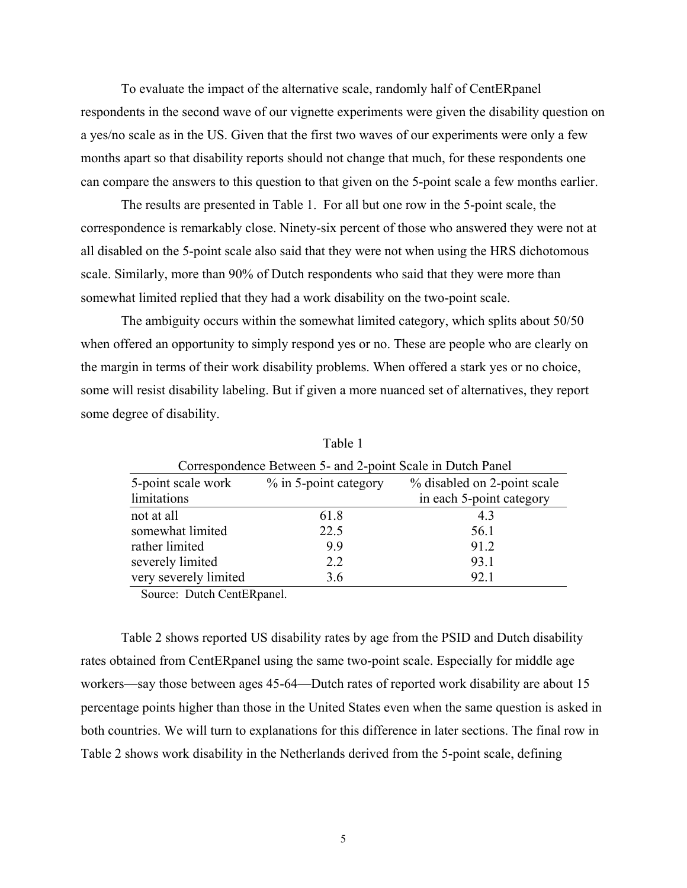To evaluate the impact of the alternative scale, randomly half of CentERpanel respondents in the second wave of our vignette experiments were given the disability question on a yes/no scale as in the US. Given that the first two waves of our experiments were only a few months apart so that disability reports should not change that much, for these respondents one can compare the answers to this question to that given on the 5-point scale a few months earlier.

The results are presented in Table 1. For all but one row in the 5-point scale, the correspondence is remarkably close. Ninety-six percent of those who answered they were not at all disabled on the 5-point scale also said that they were not when using the HRS dichotomous scale. Similarly, more than 90% of Dutch respondents who said that they were more than somewhat limited replied that they had a work disability on the two-point scale.

The ambiguity occurs within the somewhat limited category, which splits about 50/50 when offered an opportunity to simply respond yes or no. These are people who are clearly on the margin in terms of their work disability problems. When offered a stark yes or no choice, some will resist disability labeling. But if given a more nuanced set of alternatives, they report some degree of disability.

Table 1

Correspondence Between 5- and 2-point Scale in Dutch Panel

| 5-point scale work limitations | % in 5-point category | % disabled on 2-point scale in each 5-point category |
|---|---|---|
| not at all | 61.8 | 4.3 |
| somewhat limited | 22.5 | 56.1 |
| rather limited | 9.9 | 91.2 |
| severely limited | 2.2 | 93.1 |
| very severely limited | 3.6 | 92.1 |

Source: Dutch CentERpanel.

Table 2 shows reported US disability rates by age from the PSID and Dutch disability rates obtained from CentERpanel using the same two-point scale. Especially for middle age workers—say those between ages 45-64—Dutch rates of reported work disability are about 15 percentage points higher than those in the United States even when the same question is asked in both countries. We will turn to explanations for this difference in later sections. The final row in Table 2 shows work disability in the Netherlands derived from the 5-point scale, defining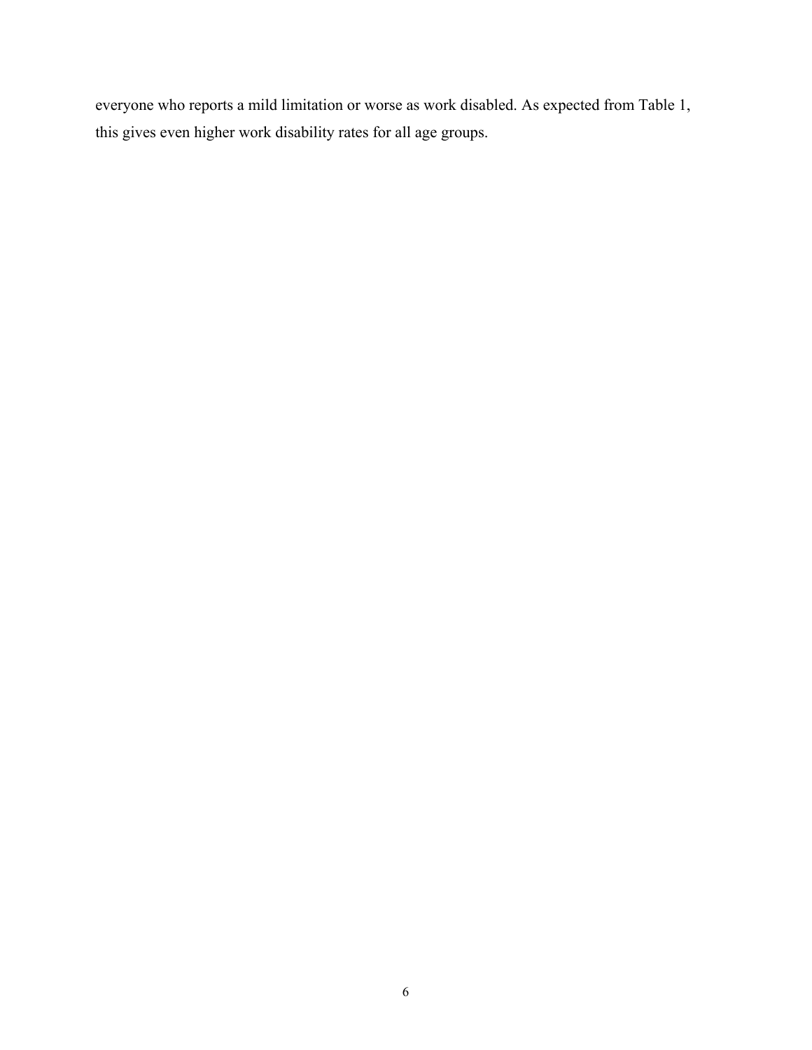everyone who reports a mild limitation or worse as work disabled. As expected from Table 1, this gives even higher work disability rates for all age groups.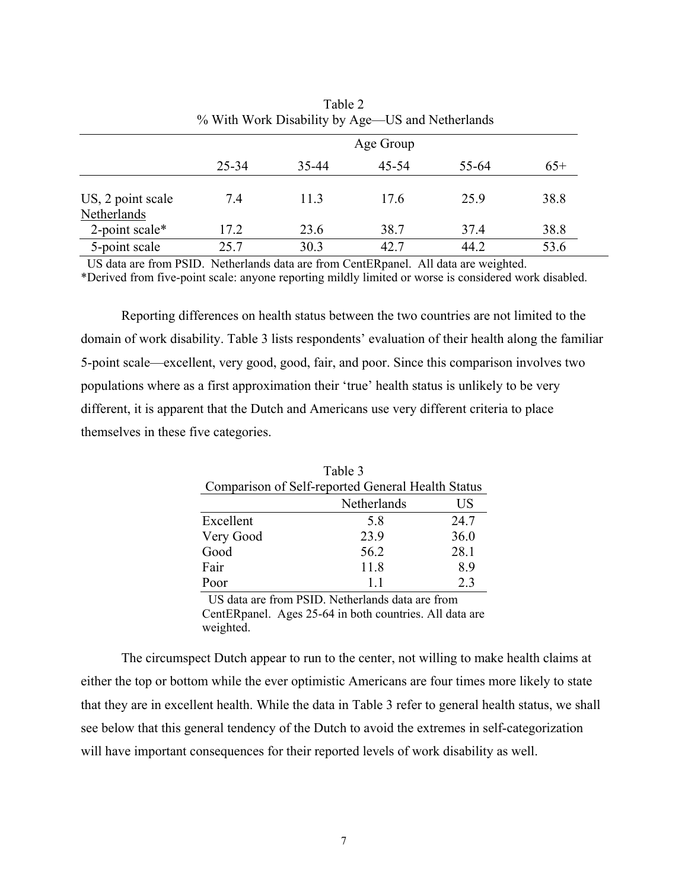Table 2
% With Work Disability by Age—US and Netherlands

| | Age Group | | | | |
|---|---|---|---|---|---|
| | 25-34 | 35-44 | 45-54 | 55-64 | 65+ |
| US, 2 point scale | 7.4 | 11.3 | 17.6 | 25.9 | 38.8 |
| Netherlands | | | | | |
| 2-point scale* | 17.2 | 23.6 | 38.7 | 37.4 | 38.8 |
| 5-point scale | 25.7 | 30.3 | 42.7 | 44.2 | 53.6 |

US data are from PSID. Netherlands data are from CentERpanel. All data are weighted.
*Derived from five-point scale: anyone reporting mildly limited or worse is considered work disabled.

Reporting differences on health status between the two countries are not limited to the domain of work disability. Table 3 lists respondents' evaluation of their health along the familiar 5-point scale—excellent, very good, good, fair, and poor. Since this comparison involves two populations where as a first approximation their 'true' health status is unlikely to be very different, it is apparent that the Dutch and Americans use very different criteria to place themselves in these five categories.

Table 3
Comparison of Self-reported General Health Status

| | Netherlands | US |
|---|---|---|
| Excellent | 5.8 | 24.7 |
| Very Good | 23.9 | 36.0 |
| Good | 56.2 | 28.1 |
| Fair | 11.8 | 8.9 |
| Poor | 1.1 | 2.3 |

US data are from PSID. Netherlands data are from CentERpanel. Ages 25-64 in both countries. All data are weighted.

The circumspect Dutch appear to run to the center, not willing to make health claims at either the top or bottom while the ever optimistic Americans are four times more likely to state that they are in excellent health. While the data in Table 3 refer to general health status, we shall see below that this general tendency of the Dutch to avoid the extremes in self-categorization will have important consequences for their reported levels of work disability as well.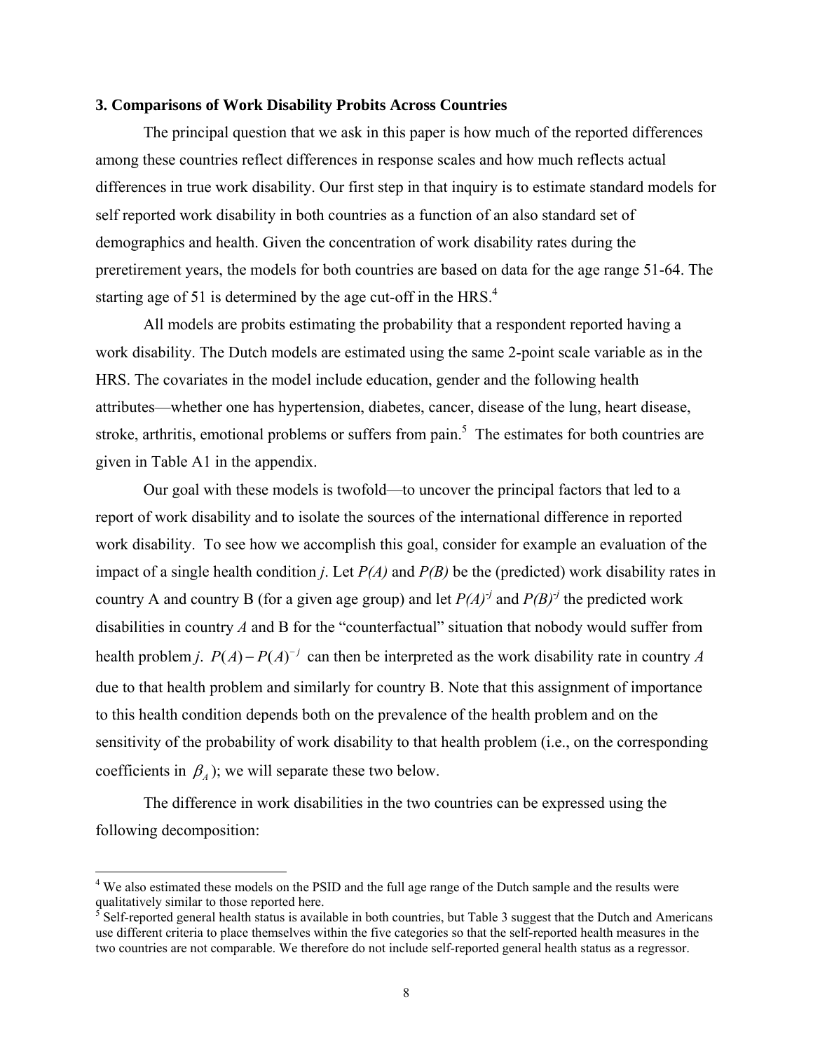### 3. Comparisons of Work Disability Probits Across Countries

The principal question that we ask in this paper is how much of the reported differences among these countries reflect differences in response scales and how much reflects actual differences in true work disability. Our first step in that inquiry is to estimate standard models for self reported work disability in both countries as a function of an also standard set of demographics and health. Given the concentration of work disability rates during the preretirement years, the models for both countries are based on data for the age range 51-64. The starting age of 51 is determined by the age cut-off in the HRS.[4]

All models are probits estimating the probability that a respondent reported having a work disability. The Dutch models are estimated using the same 2-point scale variable as in the HRS. The covariates in the model include education, gender and the following health attributes—whether one has hypertension, diabetes, cancer, disease of the lung, heart disease, stroke, arthritis, emotional problems or suffers from pain.[5] The estimates for both countries are given in Table A1 in the appendix.

Our goal with these models is twofold—to uncover the principal factors that led to a report of work disability and to isolate the sources of the international difference in reported work disability. To see how we accomplish this goal, consider for example an evaluation of the impact of a single health condition *j*. Let *P(A)* and *P(B)* be the (predicted) work disability rates in country A and country B (for a given age group) and let $P(A)^{-j}$ and $P(B)^{-j}$ the predicted work disabilities in country *A* and B for the "counterfactual" situation that nobody would suffer from health problem *j*. $P(A) - P(A)^{-j}$ can then be interpreted as the work disability rate in country *A* due to that health problem and similarly for country B. Note that this assignment of importance to this health condition depends both on the prevalence of the health problem and on the sensitivity of the probability of work disability to that health problem (i.e., on the corresponding coefficients in $\beta_A$); we will separate these two below.

The difference in work disabilities in the two countries can be expressed using the following decomposition:

---

[4] We also estimated these models on the PSID and the full age range of the Dutch sample and the results were qualitatively similar to those reported here.

[5] Self-reported general health status is available in both countries, but Table 3 suggest that the Dutch and Americans use different criteria to place themselves within the five categories so that the self-reported health measures in the two countries are not comparable. We therefore do not include self-reported general health status as a regressor.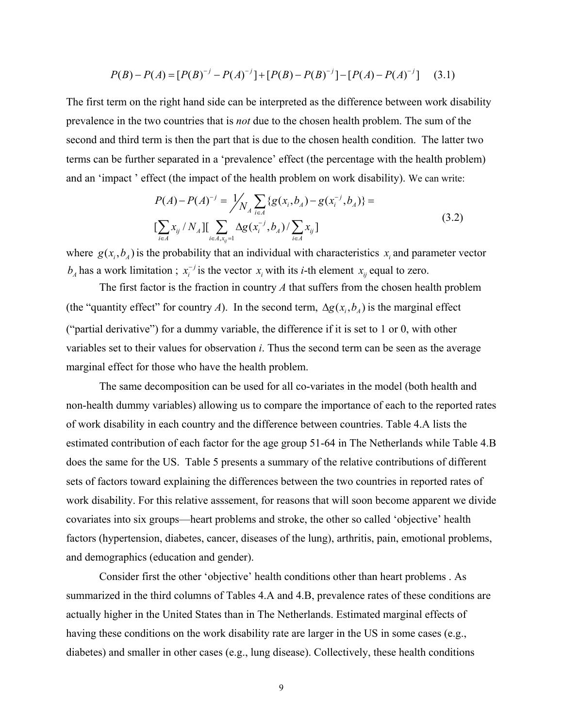$$P(B) - P(A) = [P(B)^{-j} - P(A)^{-j}] + [P(B) - P(B)^{-j}] - [P(A) - P(A)^{-j}] \quad (3.1)$$

The first term on the right hand side can be interpreted as the difference between work disability prevalence in the two countries that is *not* due to the chosen health problem. The sum of the second and third term is then the part that is due to the chosen health condition. The latter two terms can be further separated in a 'prevalence' effect (the percentage with the health problem) and an 'impact ' effect (the impact of the health problem on work disability). We can write:

$$\begin{aligned} P(A) - P(A)^{-j} &= \tfrac{1}{N_A} \sum_{i \in A} \{g(x_i, b_A) - g(x_i^{-j}, b_A)\} = \\ &[\sum_{i \in A} x_{ij} / N_A][\sum_{i \in A, x_{ij}=1} \Delta g(x_i^{-j}, b_A) / \sum_{i \in A} x_{ij}] \end{aligned} \quad (3.2)$$

where $g(x_i, b_A)$ is the probability that an individual with characteristics $x_i$ and parameter vector $b_A$ has a work limitation ; $x_i^{-j}$ is the vector $x_i$ with its *i*-th element $x_{ij}$ equal to zero.

The first factor is the fraction in country *A* that suffers from the chosen health problem (the "quantity effect" for country *A*). In the second term, $\Delta g(x_i, b_A)$ is the marginal effect ("partial derivative") for a dummy variable, the difference if it is set to 1 or 0, with other variables set to their values for observation *i*. Thus the second term can be seen as the average marginal effect for those who have the health problem.

The same decomposition can be used for all co-variates in the model (both health and non-health dummy variables) allowing us to compare the importance of each to the reported rates of work disability in each country and the difference between countries. Table 4.A lists the estimated contribution of each factor for the age group 51-64 in The Netherlands while Table 4.B does the same for the US. Table 5 presents a summary of the relative contributions of different sets of factors toward explaining the differences between the two countries in reported rates of work disability. For this relative asssement, for reasons that will soon become apparent we divide covariates into six groups—heart problems and stroke, the other so called 'objective' health factors (hypertension, diabetes, cancer, diseases of the lung), arthritis, pain, emotional problems, and demographics (education and gender).

Consider first the other 'objective' health conditions other than heart problems . As summarized in the third columns of Tables 4.A and 4.B, prevalence rates of these conditions are actually higher in the United States than in The Netherlands. Estimated marginal effects of having these conditions on the work disability rate are larger in the US in some cases (e.g., diabetes) and smaller in other cases (e.g., lung disease). Collectively, these health conditions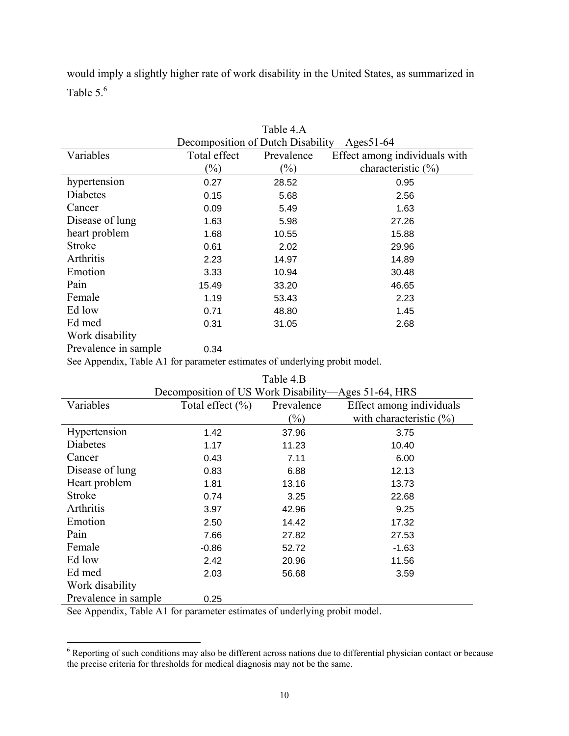would imply a slightly higher rate of work disability in the United States, as summarized in Table 5.[6]

Table 4.A
Decomposition of Dutch Disability—Ages51-64

| Variables | Total effect (%) | Prevalence (%) | Effect among individuals with characteristic (%) |
|---|---|---|---|
| hypertension | 0.27 | 28.52 | 0.95 |
| Diabetes | 0.15 | 5.68 | 2.56 |
| Cancer | 0.09 | 5.49 | 1.63 |
| Disease of lung | 1.63 | 5.98 | 27.26 |
| heart problem | 1.68 | 10.55 | 15.88 |
| Stroke | 0.61 | 2.02 | 29.96 |
| Arthritis | 2.23 | 14.97 | 14.89 |
| Emotion | 3.33 | 10.94 | 30.48 |
| Pain | 15.49 | 33.20 | 46.65 |
| Female | 1.19 | 53.43 | 2.23 |
| Ed low | 0.71 | 48.80 | 1.45 |
| Ed med | 0.31 | 31.05 | 2.68 |
| Work disability | | | |
| Prevalence in sample | 0.34 | | |

See Appendix, Table A1 for parameter estimates of underlying probit model.

Table 4.B
Decomposition of US Work Disability—Ages 51-64, HRS

| Variables | Total effect (%) | Prevalence (%) | Effect among individuals with characteristic (%) |
|---|---|---|---|
| Hypertension | 1.42 | 37.96 | 3.75 |
| Diabetes | 1.17 | 11.23 | 10.40 |
| Cancer | 0.43 | 7.11 | 6.00 |
| Disease of lung | 0.83 | 6.88 | 12.13 |
| Heart problem | 1.81 | 13.16 | 13.73 |
| Stroke | 0.74 | 3.25 | 22.68 |
| Arthritis | 3.97 | 42.96 | 9.25 |
| Emotion | 2.50 | 14.42 | 17.32 |
| Pain | 7.66 | 27.82 | 27.53 |
| Female | -0.86 | 52.72 | -1.63 |
| Ed low | 2.42 | 20.96 | 11.56 |
| Ed med | 2.03 | 56.68 | 3.59 |
| Work disability | | | |
| Prevalence in sample | 0.25 | | |

See Appendix, Table A1 for parameter estimates of underlying probit model.

[6] Reporting of such conditions may also be different across nations due to differential physician contact or because the precise criteria for thresholds for medical diagnosis may not be the same.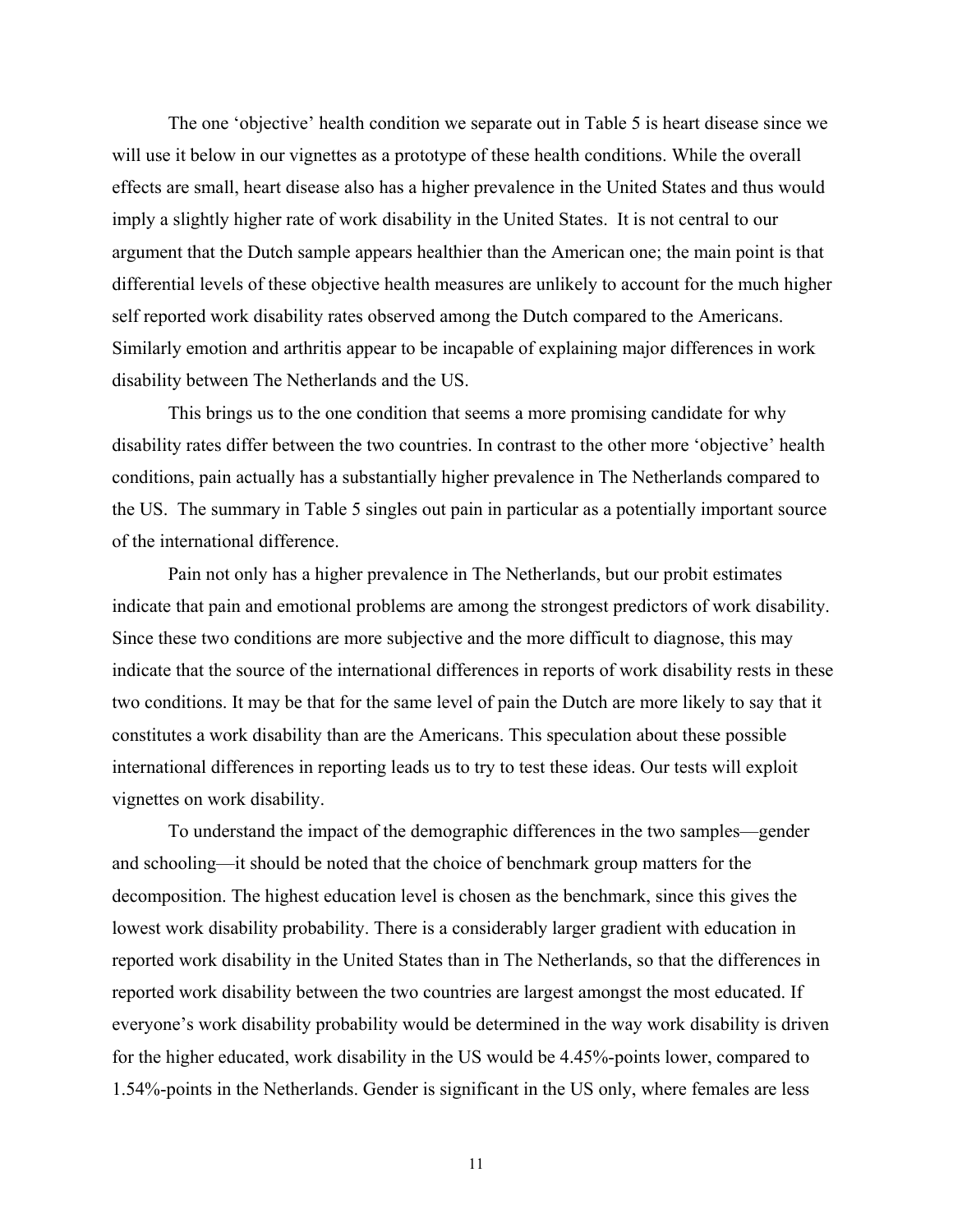The one 'objective' health condition we separate out in Table 5 is heart disease since we will use it below in our vignettes as a prototype of these health conditions. While the overall effects are small, heart disease also has a higher prevalence in the United States and thus would imply a slightly higher rate of work disability in the United States. It is not central to our argument that the Dutch sample appears healthier than the American one; the main point is that differential levels of these objective health measures are unlikely to account for the much higher self reported work disability rates observed among the Dutch compared to the Americans. Similarly emotion and arthritis appear to be incapable of explaining major differences in work disability between The Netherlands and the US.

This brings us to the one condition that seems a more promising candidate for why disability rates differ between the two countries. In contrast to the other more 'objective' health conditions, pain actually has a substantially higher prevalence in The Netherlands compared to the US. The summary in Table 5 singles out pain in particular as a potentially important source of the international difference.

Pain not only has a higher prevalence in The Netherlands, but our probit estimates indicate that pain and emotional problems are among the strongest predictors of work disability. Since these two conditions are more subjective and the more difficult to diagnose, this may indicate that the source of the international differences in reports of work disability rests in these two conditions. It may be that for the same level of pain the Dutch are more likely to say that it constitutes a work disability than are the Americans. This speculation about these possible international differences in reporting leads us to try to test these ideas. Our tests will exploit vignettes on work disability.

To understand the impact of the demographic differences in the two samples—gender and schooling—it should be noted that the choice of benchmark group matters for the decomposition. The highest education level is chosen as the benchmark, since this gives the lowest work disability probability. There is a considerably larger gradient with education in reported work disability in the United States than in The Netherlands, so that the differences in reported work disability between the two countries are largest amongst the most educated. If everyone's work disability probability would be determined in the way work disability is driven for the higher educated, work disability in the US would be 4.45%-points lower, compared to 1.54%-points in the Netherlands. Gender is significant in the US only, where females are less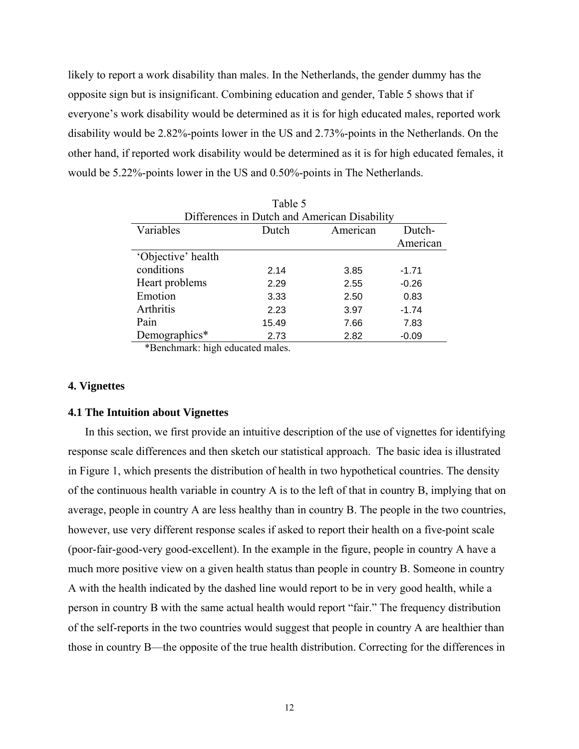likely to report a work disability than males. In the Netherlands, the gender dummy has the opposite sign but is insignificant. Combining education and gender, Table 5 shows that if everyone's work disability would be determined as it is for high educated males, reported work disability would be 2.82%-points lower in the US and 2.73%-points in the Netherlands. On the other hand, if reported work disability would be determined as it is for high educated females, it would be 5.22%-points lower in the US and 0.50%-points in The Netherlands.

Table 5
Differences in Dutch and American Disability

| Variables | Dutch | American | Dutch-American |
|---|---|---|---|
| 'Objective' health conditions | 2.14 | 3.85 | -1.71 |
| Heart problems | 2.29 | 2.55 | -0.26 |
| Emotion | 3.33 | 2.50 | 0.83 |
| Arthritis | 2.23 | 3.97 | -1.74 |
| Pain | 15.49 | 7.66 | 7.83 |
| Demographics* | 2.73 | 2.82 | -0.09 |

*Benchmark: high educated males.

#### 4. Vignettes

#### 4.1 The Intuition about Vignettes

In this section, we first provide an intuitive description of the use of vignettes for identifying response scale differences and then sketch our statistical approach. The basic idea is illustrated in Figure 1, which presents the distribution of health in two hypothetical countries. The density of the continuous health variable in country A is to the left of that in country B, implying that on average, people in country A are less healthy than in country B. The people in the two countries, however, use very different response scales if asked to report their health on a five-point scale (poor-fair-good-very good-excellent). In the example in the figure, people in country A have a much more positive view on a given health status than people in country B. Someone in country A with the health indicated by the dashed line would report to be in very good health, while a person in country B with the same actual health would report "fair." The frequency distribution of the self-reports in the two countries would suggest that people in country A are healthier than those in country B—the opposite of the true health distribution. Correcting for the differences in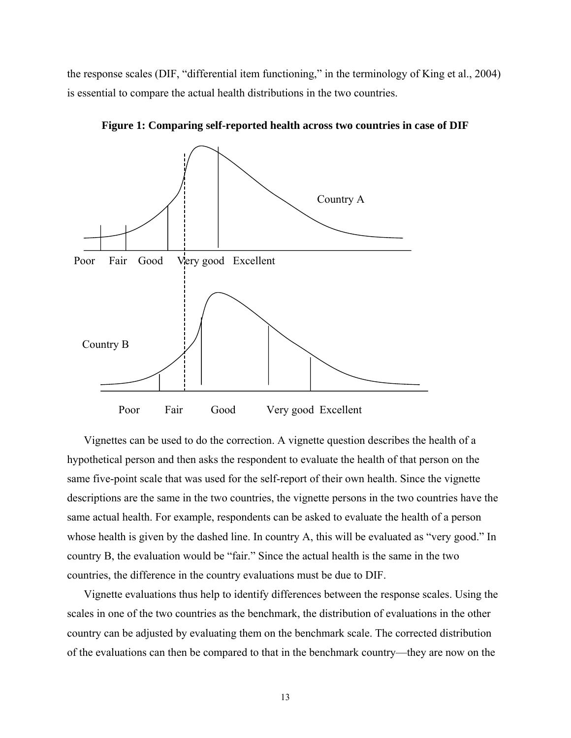the response scales (DIF, “differential item functioning,” in the terminology of King et al., 2004) is essential to compare the actual health distributions in the two countries.

**Figure 1: Comparing self-reported health across two countries in case of DIF**

Country A

Poor Fair Good Very good Excellent

Country B

Poor Fair Good Very good Excellent

Vignettes can be used to do the correction. A vignette question describes the health of a hypothetical person and then asks the respondent to evaluate the health of that person on the same five-point scale that was used for the self-report of their own health. Since the vignette descriptions are the same in the two countries, the vignette persons in the two countries have the same actual health. For example, respondents can be asked to evaluate the health of a person whose health is given by the dashed line. In country A, this will be evaluated as “very good.” In country B, the evaluation would be “fair.” Since the actual health is the same in the two countries, the difference in the country evaluations must be due to DIF.

Vignette evaluations thus help to identify differences between the response scales. Using the scales in one of the two countries as the benchmark, the distribution of evaluations in the other country can be adjusted by evaluating them on the benchmark scale. The corrected distribution of the evaluations can then be compared to that in the benchmark country—they are now on the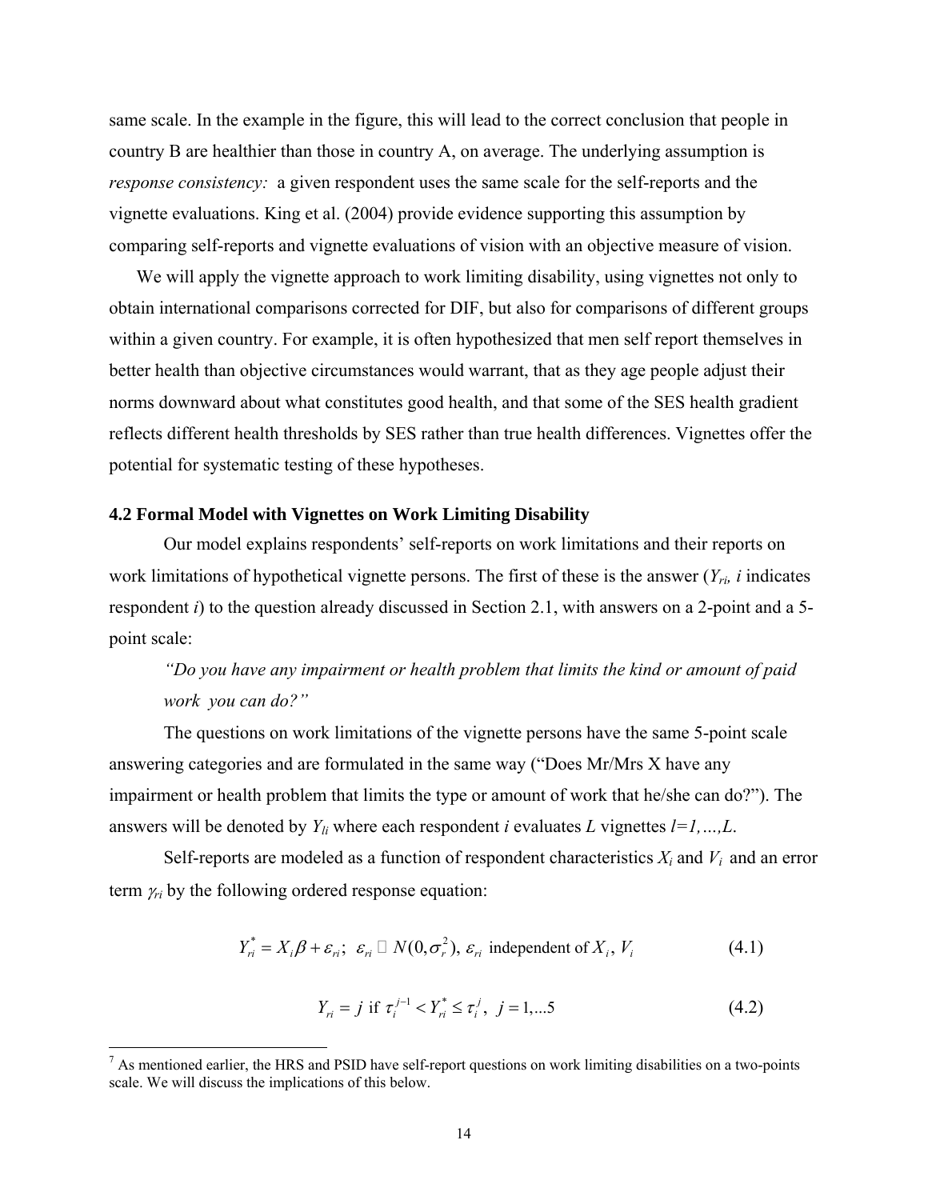same scale. In the example in the figure, this will lead to the correct conclusion that people in country B are healthier than those in country A, on average. The underlying assumption is *response consistency:* a given respondent uses the same scale for the self-reports and the vignette evaluations. King et al. (2004) provide evidence supporting this assumption by comparing self-reports and vignette evaluations of vision with an objective measure of vision.

We will apply the vignette approach to work limiting disability, using vignettes not only to obtain international comparisons corrected for DIF, but also for comparisons of different groups within a given country. For example, it is often hypothesized that men self report themselves in better health than objective circumstances would warrant, that as they age people adjust their norms downward about what constitutes good health, and that some of the SES health gradient reflects different health thresholds by SES rather than true health differences. Vignettes offer the potential for systematic testing of these hypotheses.

### 4.2 Formal Model with Vignettes on Work Limiting Disability

Our model explains respondents' self-reports on work limitations and their reports on work limitations of hypothetical vignette persons. The first of these is the answer ($Y_{ri}$, $i$ indicates respondent $i$) to the question already discussed in Section 2.1, with answers on a 2-point and a 5-point scale:

*"Do you have any impairment or health problem that limits the kind or amount of paid work you can do?"*

The questions on work limitations of the vignette persons have the same 5-point scale answering categories and are formulated in the same way ("Does Mr/Mrs X have any impairment or health problem that limits the type or amount of work that he/she can do?"). The answers will be denoted by $Y_{li}$ where each respondent $i$ evaluates $L$ vignettes $l=1,\ldots,L$.

Self-reports are modeled as a function of respondent characteristics $X_i$ and $V_i$ and an error term $\gamma_{ri}$ by the following ordered response equation:

$$Y_{ri}^* = X_i\beta + \varepsilon_{ri};\ \ \varepsilon_{ri} \sim N(0,\sigma_r^2),\ \varepsilon_{ri} \text{ independent of } X_i,\ V_i \tag{4.1}$$

$$Y_{ri} = j \text{ if } \tau_i^{j-1} < Y_{ri}^* \leq \tau_i^j,\ \ j = 1,\ldots 5 \tag{4.2}$$

[7] As mentioned earlier, the HRS and PSID have self-report questions on work limiting disabilities on a two-points scale. We will discuss the implications of this below.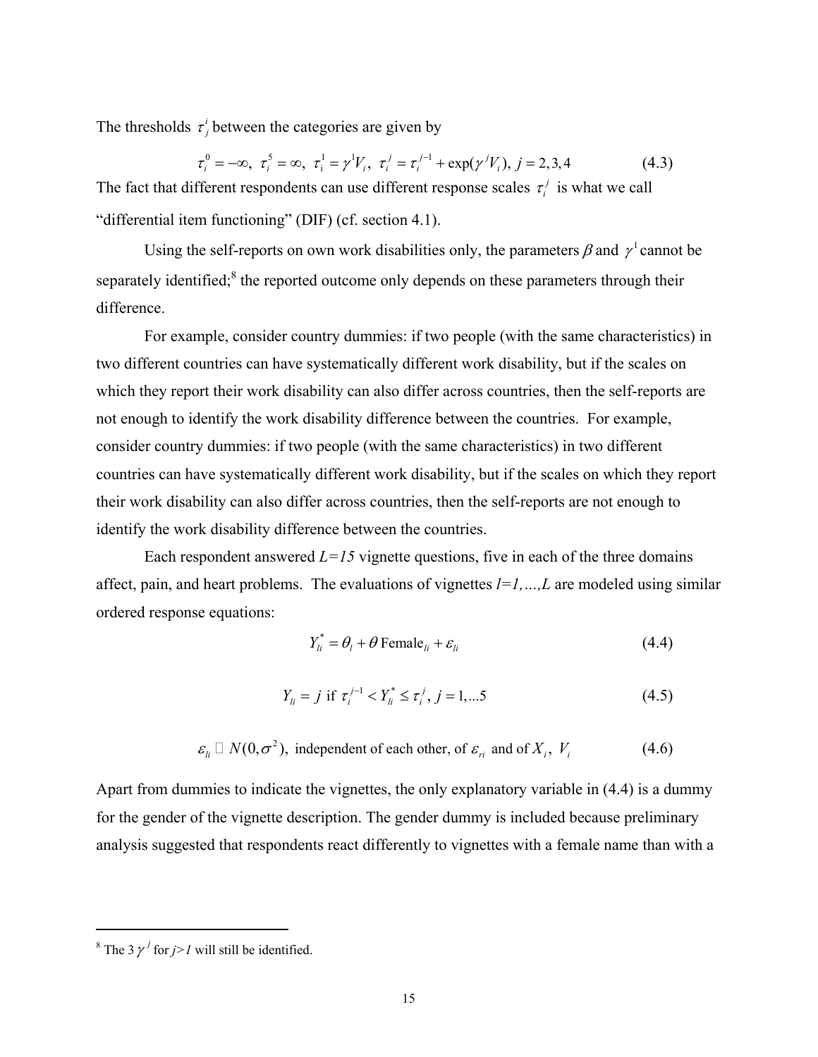The thresholds $\tau_j^i$ between the categories are given by

$$\tau_i^0 = -\infty,\ \tau_i^5 = \infty,\ \tau_i^1 = \gamma^1 V_i,\ \tau_i^j = \tau_i^{j-1} + \exp(\gamma^j V_i),\ j = 2,3,4 \tag{4.3}$$

The fact that different respondents can use different response scales $\tau_i^j$ is what we call "differential item functioning" (DIF) (cf. section 4.1).

Using the self-reports on own work disabilities only, the parameters $\beta$ and $\gamma^1$ cannot be separately identified;[8] the reported outcome only depends on these parameters through their difference.

For example, consider country dummies: if two people (with the same characteristics) in two different countries can have systematically different work disability, but if the scales on which they report their work disability can also differ across countries, then the self-reports are not enough to identify the work disability difference between the countries. For example, consider country dummies: if two people (with the same characteristics) in two different countries can have systematically different work disability, but if the scales on which they report their work disability can also differ across countries, then the self-reports are not enough to identify the work disability difference between the countries.

Each respondent answered $L=15$ vignette questions, five in each of the three domains affect, pain, and heart problems. The evaluations of vignettes $l=1,\ldots,L$ are modeled using similar ordered response equations:

$$Y_{li}^* = \theta_l + \theta\ \text{Female}_{li} + \varepsilon_{li} \tag{4.4}$$

$$Y_{li} = j \ \text{if}\ \tau_i^{j-1} < Y_{li}^* \leq \tau_i^j,\ j = 1,\ldots 5 \tag{4.5}$$

$$\varepsilon_{li} \sim N(0,\sigma^2),\ \text{independent of each other, of } \varepsilon_{ri} \text{ and of } X_i,\ V_i \tag{4.6}$$

Apart from dummies to indicate the vignettes, the only explanatory variable in (4.4) is a dummy for the gender of the vignette description. The gender dummy is included because preliminary analysis suggested that respondents react differently to vignettes with a female name than with a

---

[8] The 3 $\gamma^j$ for $j>1$ will still be identified.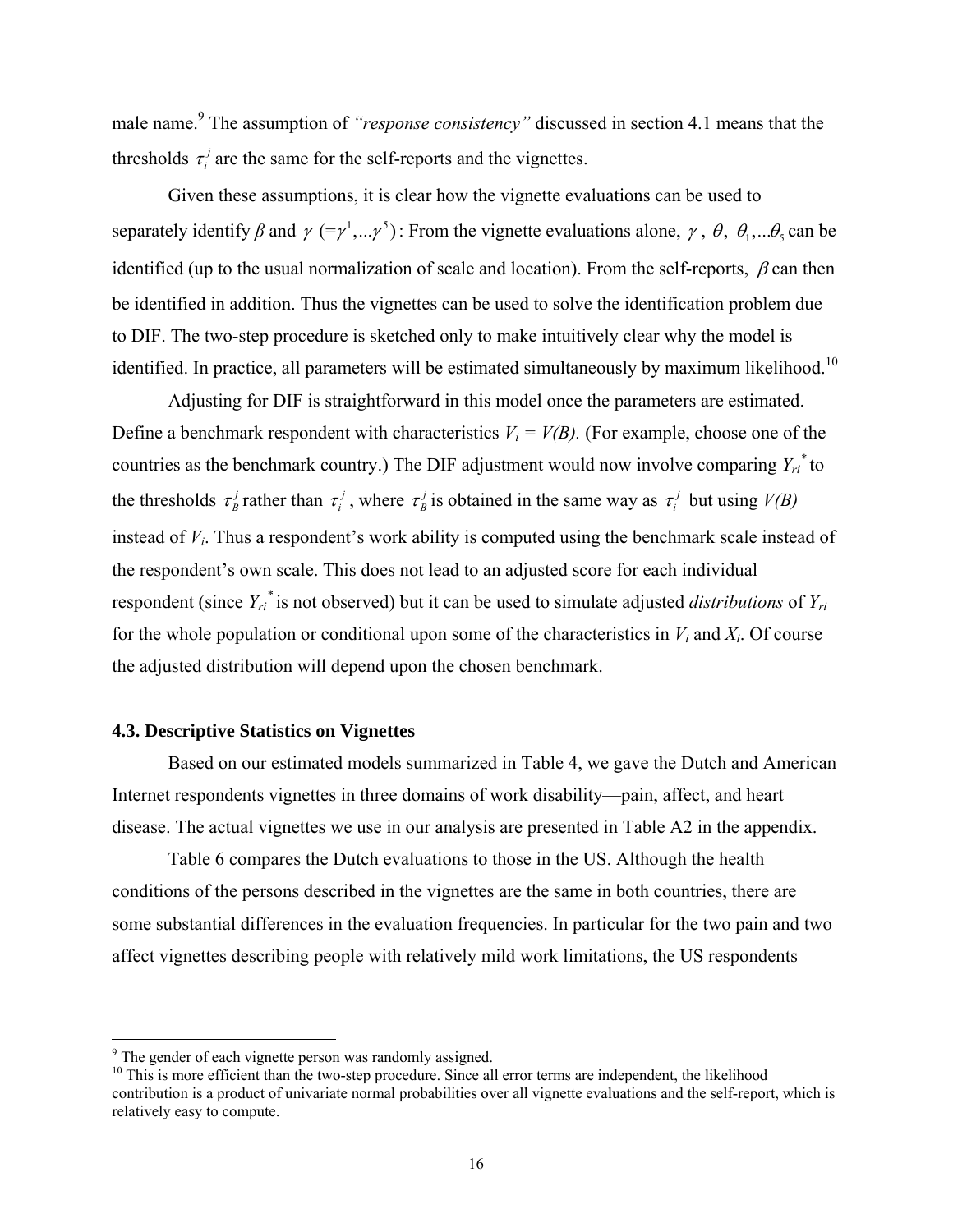male name.[9] The assumption of *"response consistency"* discussed in section 4.1 means that the thresholds $\tau_i^j$ are the same for the self-reports and the vignettes.

Given these assumptions, it is clear how the vignette evaluations can be used to separately identify $\beta$ and $\gamma$ $(=\gamma^1,...\gamma^5)$: From the vignette evaluations alone, $\gamma$, $\theta$, $\theta_1,...\theta_5$ can be identified (up to the usual normalization of scale and location). From the self-reports, $\beta$ can then be identified in addition. Thus the vignettes can be used to solve the identification problem due to DIF. The two-step procedure is sketched only to make intuitively clear why the model is identified. In practice, all parameters will be estimated simultaneously by maximum likelihood.[10]

Adjusting for DIF is straightforward in this model once the parameters are estimated. Define a benchmark respondent with characteristics $V_i = V(B)$. (For example, choose one of the countries as the benchmark country.) The DIF adjustment would now involve comparing $Y_{ri}^*$ to the thresholds $\tau_B^j$ rather than $\tau_i^j$, where $\tau_B^j$ is obtained in the same way as $\tau_i^j$ but using $V(B)$ instead of $V_i$. Thus a respondent's work ability is computed using the benchmark scale instead of the respondent's own scale. This does not lead to an adjusted score for each individual respondent (since $Y_{ri}^*$ is not observed) but it can be used to simulate adjusted *distributions* of $Y_{ri}$ for the whole population or conditional upon some of the characteristics in $V_i$ and $X_i$. Of course the adjusted distribution will depend upon the chosen benchmark.

### 4.3. Descriptive Statistics on Vignettes

Based on our estimated models summarized in Table 4, we gave the Dutch and American Internet respondents vignettes in three domains of work disability—pain, affect, and heart disease. The actual vignettes we use in our analysis are presented in Table A2 in the appendix.

Table 6 compares the Dutch evaluations to those in the US. Although the health conditions of the persons described in the vignettes are the same in both countries, there are some substantial differences in the evaluation frequencies. In particular for the two pain and two affect vignettes describing people with relatively mild work limitations, the US respondents

[9] The gender of each vignette person was randomly assigned.

[10] This is more efficient than the two-step procedure. Since all error terms are independent, the likelihood contribution is a product of univariate normal probabilities over all vignette evaluations and the self-report, which is relatively easy to compute.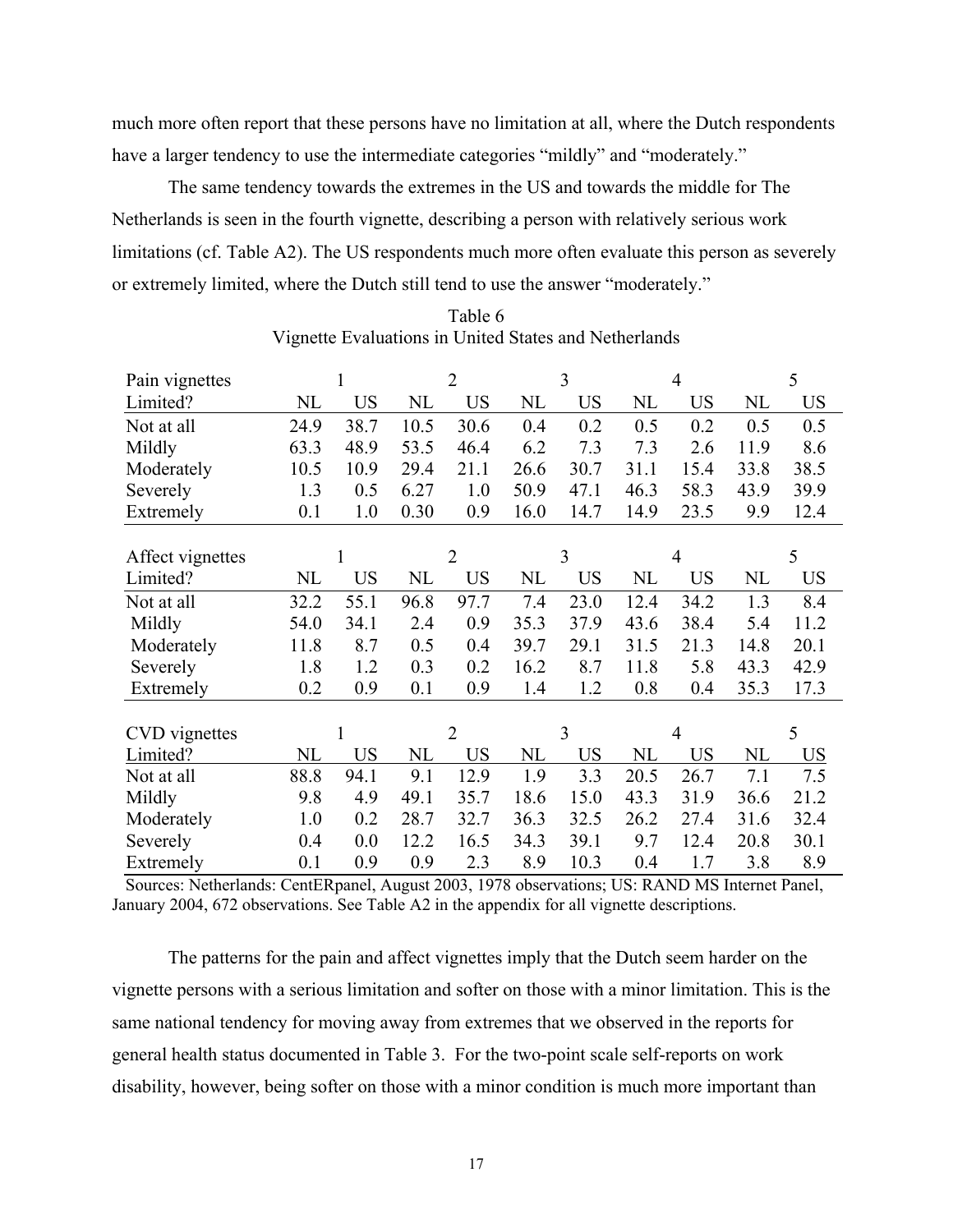much more often report that these persons have no limitation at all, where the Dutch respondents have a larger tendency to use the intermediate categories "mildly" and "moderately."

The same tendency towards the extremes in the US and towards the middle for The Netherlands is seen in the fourth vignette, describing a person with relatively serious work limitations (cf. Table A2). The US respondents much more often evaluate this person as severely or extremely limited, where the Dutch still tend to use the answer "moderately."

Table 6
Vignette Evaluations in United States and Netherlands

| Pain vignettes | 1 | | 2 | | 3 | | 4 | | 5 | |
|---|---|---|---|---|---|---|---|---|---|---|
| Limited? | NL | US | NL | US | NL | US | NL | US | NL | US |
| Not at all | 24.9 | 38.7 | 10.5 | 30.6 | 0.4 | 0.2 | 0.5 | 0.2 | 0.5 | 0.5 |
| Mildly | 63.3 | 48.9 | 53.5 | 46.4 | 6.2 | 7.3 | 7.3 | 2.6 | 11.9 | 8.6 |
| Moderately | 10.5 | 10.9 | 29.4 | 21.1 | 26.6 | 30.7 | 31.1 | 15.4 | 33.8 | 38.5 |
| Severely | 1.3 | 0.5 | 6.27 | 1.0 | 50.9 | 47.1 | 46.3 | 58.3 | 43.9 | 39.9 |
| Extremely | 0.1 | 1.0 | 0.30 | 0.9 | 16.0 | 14.7 | 14.9 | 23.5 | 9.9 | 12.4 |
| **Affect vignettes** | 1 | | 2 | | 3 | | 4 | | 5 | |
| Limited? | NL | US | NL | US | NL | US | NL | US | NL | US |
| Not at all | 32.2 | 55.1 | 96.8 | 97.7 | 7.4 | 23.0 | 12.4 | 34.2 | 1.3 | 8.4 |
| Mildly | 54.0 | 34.1 | 2.4 | 0.9 | 35.3 | 37.9 | 43.6 | 38.4 | 5.4 | 11.2 |
| Moderately | 11.8 | 8.7 | 0.5 | 0.4 | 39.7 | 29.1 | 31.5 | 21.3 | 14.8 | 20.1 |
| Severely | 1.8 | 1.2 | 0.3 | 0.2 | 16.2 | 8.7 | 11.8 | 5.8 | 43.3 | 42.9 |
| Extremely | 0.2 | 0.9 | 0.1 | 0.9 | 1.4 | 1.2 | 0.8 | 0.4 | 35.3 | 17.3 |
| **CVD vignettes** | 1 | | 2 | | 3 | | 4 | | 5 | |
| Limited? | NL | US | NL | US | NL | US | NL | US | NL | US |
| Not at all | 88.8 | 94.1 | 9.1 | 12.9 | 1.9 | 3.3 | 20.5 | 26.7 | 7.1 | 7.5 |
| Mildly | 9.8 | 4.9 | 49.1 | 35.7 | 18.6 | 15.0 | 43.3 | 31.9 | 36.6 | 21.2 |
| Moderately | 1.0 | 0.2 | 28.7 | 32.7 | 36.3 | 32.5 | 26.2 | 27.4 | 31.6 | 32.4 |
| Severely | 0.4 | 0.0 | 12.2 | 16.5 | 34.3 | 39.1 | 9.7 | 12.4 | 20.8 | 30.1 |
| Extremely | 0.1 | 0.9 | 0.9 | 2.3 | 8.9 | 10.3 | 0.4 | 1.7 | 3.8 | 8.9 |

Sources: Netherlands: CentERpanel, August 2003, 1978 observations; US: RAND MS Internet Panel, January 2004, 672 observations. See Table A2 in the appendix for all vignette descriptions.

The patterns for the pain and affect vignettes imply that the Dutch seem harder on the vignette persons with a serious limitation and softer on those with a minor limitation. This is the same national tendency for moving away from extremes that we observed in the reports for general health status documented in Table 3. For the two-point scale self-reports on work disability, however, being softer on those with a minor condition is much more important than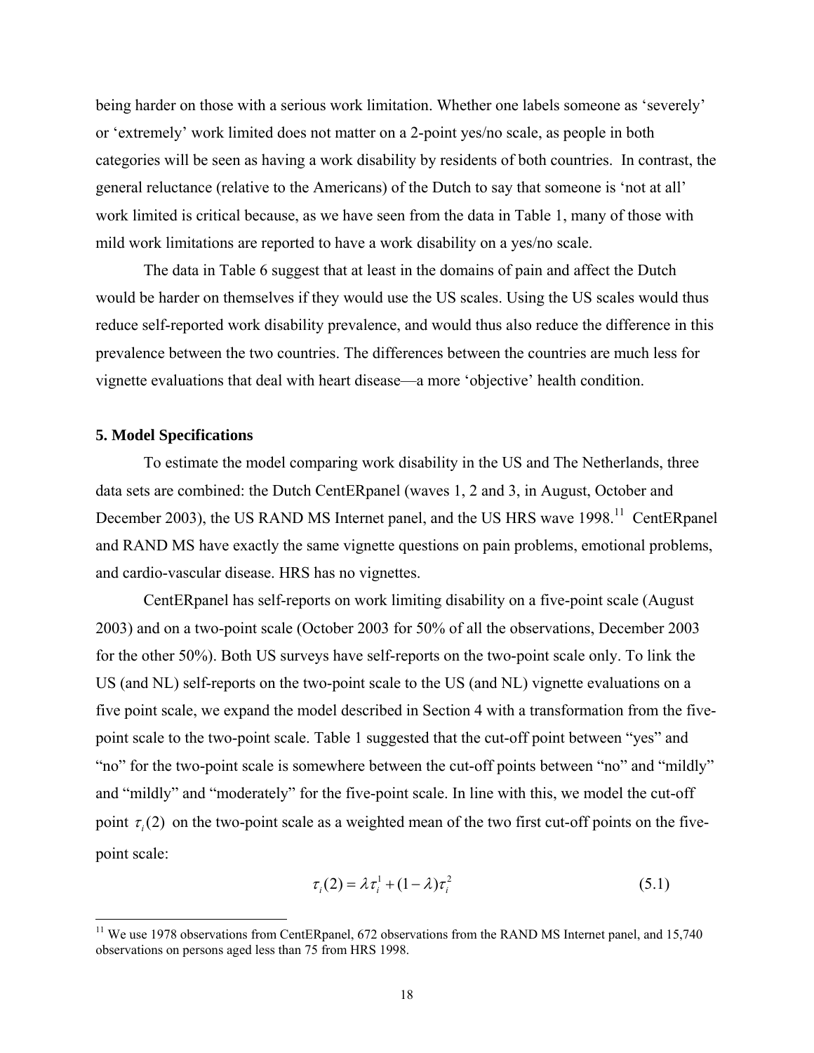being harder on those with a serious work limitation. Whether one labels someone as 'severely' or 'extremely' work limited does not matter on a 2-point yes/no scale, as people in both categories will be seen as having a work disability by residents of both countries. In contrast, the general reluctance (relative to the Americans) of the Dutch to say that someone is 'not at all' work limited is critical because, as we have seen from the data in Table 1, many of those with mild work limitations are reported to have a work disability on a yes/no scale.

The data in Table 6 suggest that at least in the domains of pain and affect the Dutch would be harder on themselves if they would use the US scales. Using the US scales would thus reduce self-reported work disability prevalence, and would thus also reduce the difference in this prevalence between the two countries. The differences between the countries are much less for vignette evaluations that deal with heart disease—a more 'objective' health condition.

## 5. Model Specifications

To estimate the model comparing work disability in the US and The Netherlands, three data sets are combined: the Dutch CentERpanel (waves 1, 2 and 3, in August, October and December 2003), the US RAND MS Internet panel, and the US HRS wave 1998.[11] CentERpanel and RAND MS have exactly the same vignette questions on pain problems, emotional problems, and cardio-vascular disease. HRS has no vignettes.

CentERpanel has self-reports on work limiting disability on a five-point scale (August 2003) and on a two-point scale (October 2003 for 50% of all the observations, December 2003 for the other 50%). Both US surveys have self-reports on the two-point scale only. To link the US (and NL) self-reports on the two-point scale to the US (and NL) vignette evaluations on a five point scale, we expand the model described in Section 4 with a transformation from the five-point scale to the two-point scale. Table 1 suggested that the cut-off point between "yes" and "no" for the two-point scale is somewhere between the cut-off points between "no" and "mildly" and "mildly" and "moderately" for the five-point scale. In line with this, we model the cut-off point $\tau_i(2)$ on the two-point scale as a weighted mean of the two first cut-off points on the five-point scale:

$$\tau_i(2) = \lambda \tau_i^1 + (1-\lambda)\tau_i^2 \tag{5.1}$$

[11] We use 1978 observations from CentERpanel, 672 observations from the RAND MS Internet panel, and 15,740 observations on persons aged less than 75 from HRS 1998.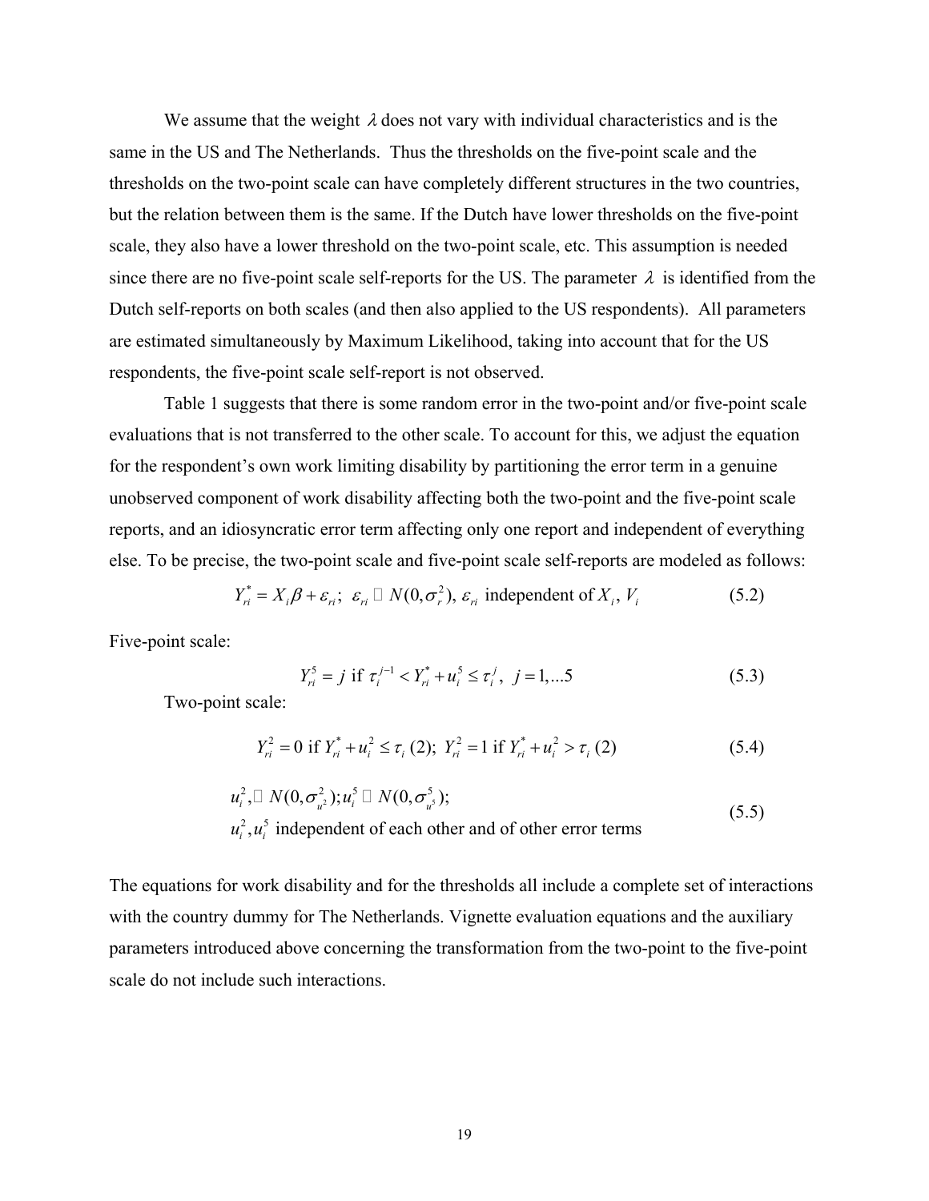We assume that the weight $\lambda$ does not vary with individual characteristics and is the same in the US and The Netherlands. Thus the thresholds on the five-point scale and the thresholds on the two-point scale can have completely different structures in the two countries, but the relation between them is the same. If the Dutch have lower thresholds on the five-point scale, they also have a lower threshold on the two-point scale, etc. This assumption is needed since there are no five-point scale self-reports for the US. The parameter $\lambda$ is identified from the Dutch self-reports on both scales (and then also applied to the US respondents). All parameters are estimated simultaneously by Maximum Likelihood, taking into account that for the US respondents, the five-point scale self-report is not observed.

Table 1 suggests that there is some random error in the two-point and/or five-point scale evaluations that is not transferred to the other scale. To account for this, we adjust the equation for the respondent's own work limiting disability by partitioning the error term in a genuine unobserved component of work disability affecting both the two-point and the five-point scale reports, and an idiosyncratic error term affecting only one report and independent of everything else. To be precise, the two-point scale and five-point scale self-reports are modeled as follows:

$$Y_{ri}^* = X_i\beta + \varepsilon_{ri};\ \ \varepsilon_{ri} \sim N(0,\sigma_r^2),\ \varepsilon_{ri} \text{ independent of } X_i,\ V_i \tag{5.2}$$

Five-point scale:

$$Y_{ri}^5 = j \text{ if } \tau_i^{j-1} < Y_{ri}^* + u_i^5 \le \tau_i^j,\ \ j = 1,...5 \tag{5.3}$$

Two-point scale:

$$Y_{ri}^2 = 0 \text{ if } Y_{ri}^* + u_i^2 \le \tau_i\,(2);\ \ Y_{ri}^2 = 1 \text{ if } Y_{ri}^* + u_i^2 > \tau_i\,(2) \tag{5.4}$$

$$\begin{aligned} &u_i^2, \sim N(0,\sigma_{u^2}^2); u_i^5 \sim N(0,\sigma_{u^5}^5);\\ &u_i^2, u_i^5 \text{ independent of each other and of other error terms} \end{aligned} \tag{5.5}$$

The equations for work disability and for the thresholds all include a complete set of interactions with the country dummy for The Netherlands. Vignette evaluation equations and the auxiliary parameters introduced above concerning the transformation from the two-point to the five-point scale do not include such interactions.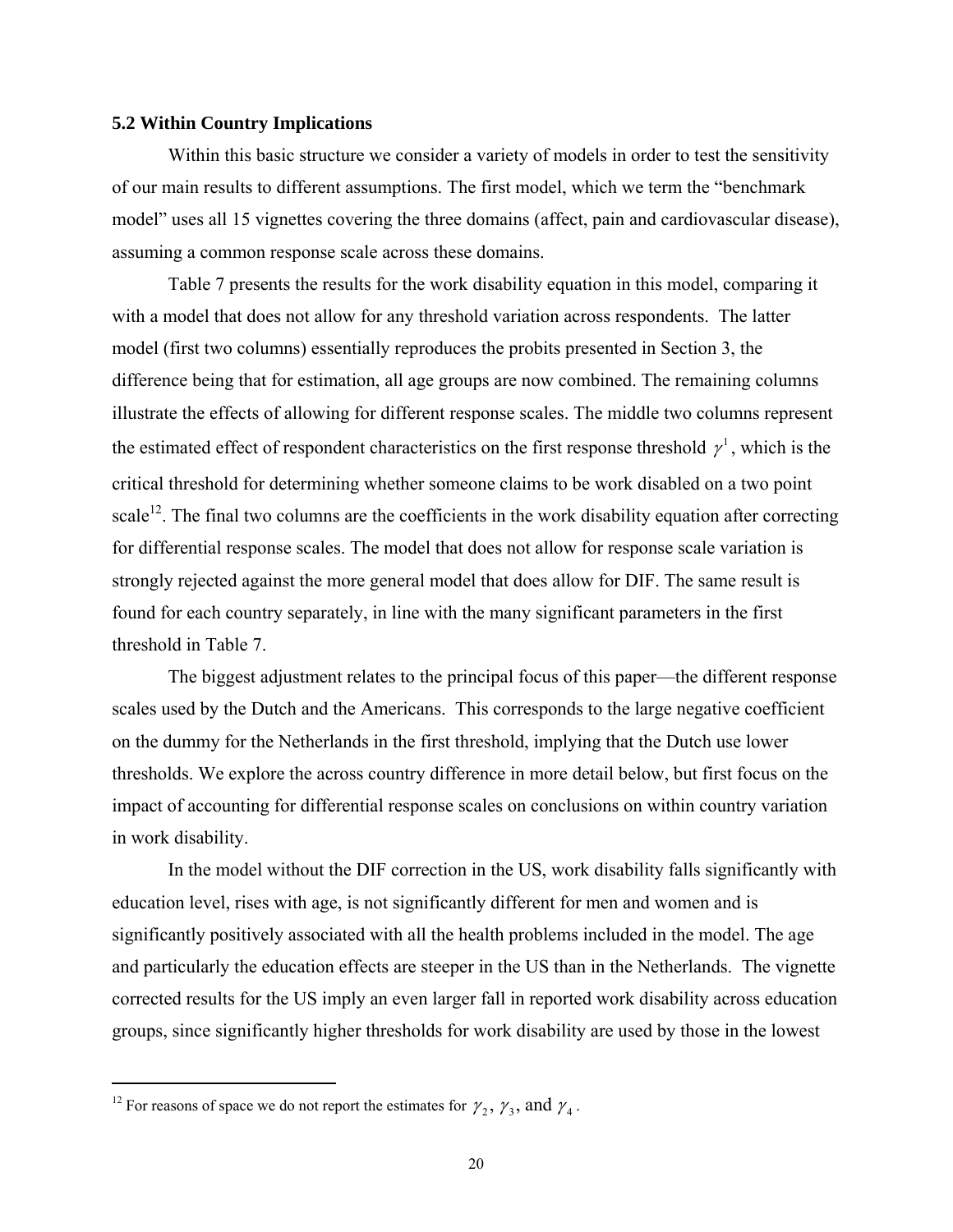### 5.2 Within Country Implications

Within this basic structure we consider a variety of models in order to test the sensitivity of our main results to different assumptions. The first model, which we term the "benchmark model" uses all 15 vignettes covering the three domains (affect, pain and cardiovascular disease), assuming a common response scale across these domains.

Table 7 presents the results for the work disability equation in this model, comparing it with a model that does not allow for any threshold variation across respondents. The latter model (first two columns) essentially reproduces the probits presented in Section 3, the difference being that for estimation, all age groups are now combined. The remaining columns illustrate the effects of allowing for different response scales. The middle two columns represent the estimated effect of respondent characteristics on the first response threshold $\gamma^1$, which is the critical threshold for determining whether someone claims to be work disabled on a two point scale[12]. The final two columns are the coefficients in the work disability equation after correcting for differential response scales. The model that does not allow for response scale variation is strongly rejected against the more general model that does allow for DIF. The same result is found for each country separately, in line with the many significant parameters in the first threshold in Table 7.

The biggest adjustment relates to the principal focus of this paper—the different response scales used by the Dutch and the Americans. This corresponds to the large negative coefficient on the dummy for the Netherlands in the first threshold, implying that the Dutch use lower thresholds. We explore the across country difference in more detail below, but first focus on the impact of accounting for differential response scales on conclusions on within country variation in work disability.

In the model without the DIF correction in the US, work disability falls significantly with education level, rises with age, is not significantly different for men and women and is significantly positively associated with all the health problems included in the model. The age and particularly the education effects are steeper in the US than in the Netherlands. The vignette corrected results for the US imply an even larger fall in reported work disability across education groups, since significantly higher thresholds for work disability are used by those in the lowest

---

[12] For reasons of space we do not report the estimates for $\gamma_2$, $\gamma_3$, and $\gamma_4$.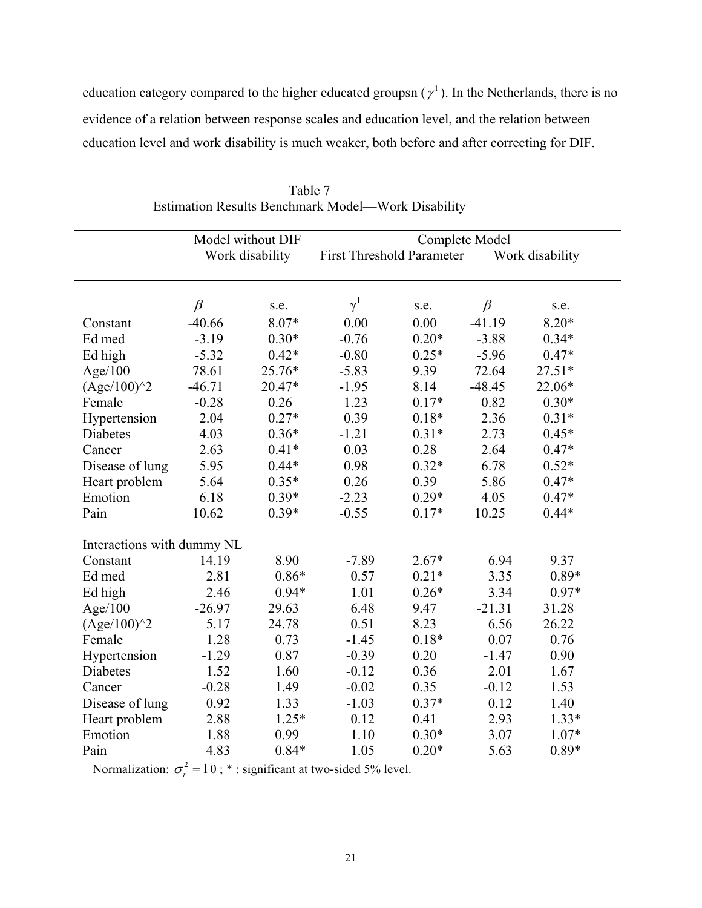education category compared to the higher educated groupsn ($\gamma^1$). In the Netherlands, there is no evidence of a relation between response scales and education level, and the relation between education level and work disability is much weaker, both before and after correcting for DIF.

Table 7
Estimation Results Benchmark Model—Work Disability

| | Model without DIF | | Complete Model | | | |
|---|---|---|---|---|---|---|
| | Work disability | | First Threshold Parameter | | Work disability | |
| | $\beta$ | s.e. | $\gamma^1$ | s.e. | $\beta$ | s.e. |
| Constant | -40.66 | 8.07* | 0.00 | 0.00 | -41.19 | 8.20* |
| Ed med | -3.19 | 0.30* | -0.76 | 0.20* | -3.88 | 0.34* |
| Ed high | -5.32 | 0.42* | -0.80 | 0.25* | -5.96 | 0.47* |
| Age/100 | 78.61 | 25.76* | -5.83 | 9.39 | 72.64 | 27.51* |
| (Age/100)^2 | -46.71 | 20.47* | -1.95 | 8.14 | -48.45 | 22.06* |
| Female | -0.28 | 0.26 | 1.23 | 0.17* | 0.82 | 0.30* |
| Hypertension | 2.04 | 0.27* | 0.39 | 0.18* | 2.36 | 0.31* |
| Diabetes | 4.03 | 0.36* | -1.21 | 0.31* | 2.73 | 0.45* |
| Cancer | 2.63 | 0.41* | 0.03 | 0.28 | 2.64 | 0.47* |
| Disease of lung | 5.95 | 0.44* | 0.98 | 0.32* | 6.78 | 0.52* |
| Heart problem | 5.64 | 0.35* | 0.26 | 0.39 | 5.86 | 0.47* |
| Emotion | 6.18 | 0.39* | -2.23 | 0.29* | 4.05 | 0.47* |
| Pain | 10.62 | 0.39* | -0.55 | 0.17* | 10.25 | 0.44* |
| Interactions with dummy NL | | | | | | |
| Constant | 14.19 | 8.90 | -7.89 | 2.67* | 6.94 | 9.37 |
| Ed med | 2.81 | 0.86* | 0.57 | 0.21* | 3.35 | 0.89* |
| Ed high | 2.46 | 0.94* | 1.01 | 0.26* | 3.34 | 0.97* |
| Age/100 | -26.97 | 29.63 | 6.48 | 9.47 | -21.31 | 31.28 |
| (Age/100)^2 | 5.17 | 24.78 | 0.51 | 8.23 | 6.56 | 26.22 |
| Female | 1.28 | 0.73 | -1.45 | 0.18* | 0.07 | 0.76 |
| Hypertension | -1.29 | 0.87 | -0.39 | 0.20 | -1.47 | 0.90 |
| Diabetes | 1.52 | 1.60 | -0.12 | 0.36 | 2.01 | 1.67 |
| Cancer | -0.28 | 1.49 | -0.02 | 0.35 | -0.12 | 1.53 |
| Disease of lung | 0.92 | 1.33 | -1.03 | 0.37* | 0.12 | 1.40 |
| Heart problem | 2.88 | 1.25* | 0.12 | 0.41 | 2.93 | 1.33* |
| Emotion | 1.88 | 0.99 | 1.10 | 0.30* | 3.07 | 1.07* |
| Pain | 4.83 | 0.84* | 1.05 | 0.20* | 5.63 | 0.89* |

Normalization: $\sigma_r^2 = 10$ ; * : significant at two-sided 5% level.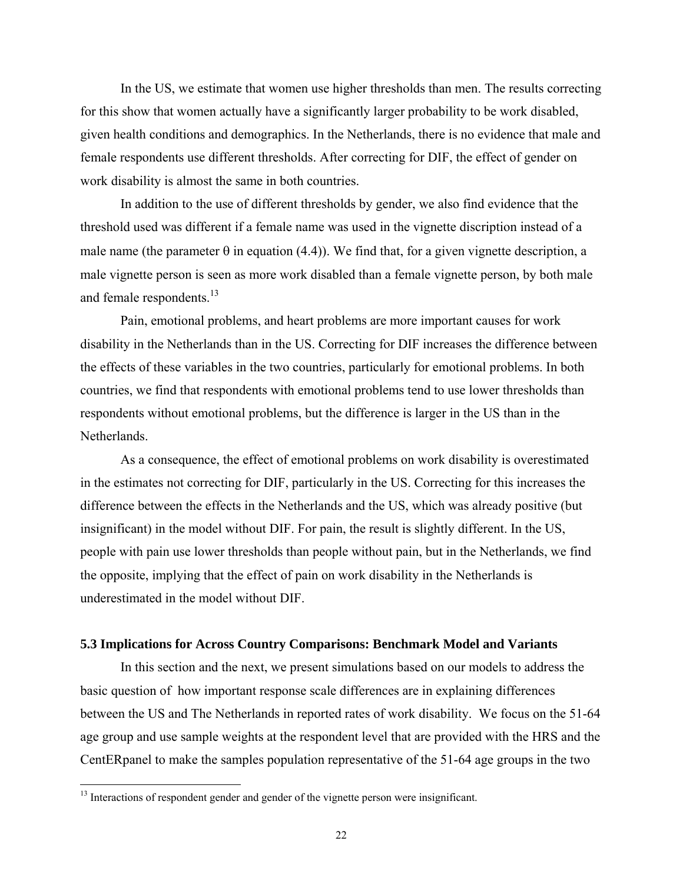In the US, we estimate that women use higher thresholds than men. The results correcting for this show that women actually have a significantly larger probability to be work disabled, given health conditions and demographics. In the Netherlands, there is no evidence that male and female respondents use different thresholds. After correcting for DIF, the effect of gender on work disability is almost the same in both countries.

In addition to the use of different thresholds by gender, we also find evidence that the threshold used was different if a female name was used in the vignette discription instead of a male name (the parameter $\theta$ in equation (4.4)). We find that, for a given vignette description, a male vignette person is seen as more work disabled than a female vignette person, by both male and female respondents.[13]

Pain, emotional problems, and heart problems are more important causes for work disability in the Netherlands than in the US. Correcting for DIF increases the difference between the effects of these variables in the two countries, particularly for emotional problems. In both countries, we find that respondents with emotional problems tend to use lower thresholds than respondents without emotional problems, but the difference is larger in the US than in the Netherlands.

As a consequence, the effect of emotional problems on work disability is overestimated in the estimates not correcting for DIF, particularly in the US. Correcting for this increases the difference between the effects in the Netherlands and the US, which was already positive (but insignificant) in the model without DIF. For pain, the result is slightly different. In the US, people with pain use lower thresholds than people without pain, but in the Netherlands, we find the opposite, implying that the effect of pain on work disability in the Netherlands is underestimated in the model without DIF.

### 5.3 Implications for Across Country Comparisons: Benchmark Model and Variants

In this section and the next, we present simulations based on our models to address the basic question of how important response scale differences are in explaining differences between the US and The Netherlands in reported rates of work disability. We focus on the 51-64 age group and use sample weights at the respondent level that are provided with the HRS and the CentERpanel to make the samples population representative of the 51-64 age groups in the two

[13] Interactions of respondent gender and gender of the vignette person were insignificant.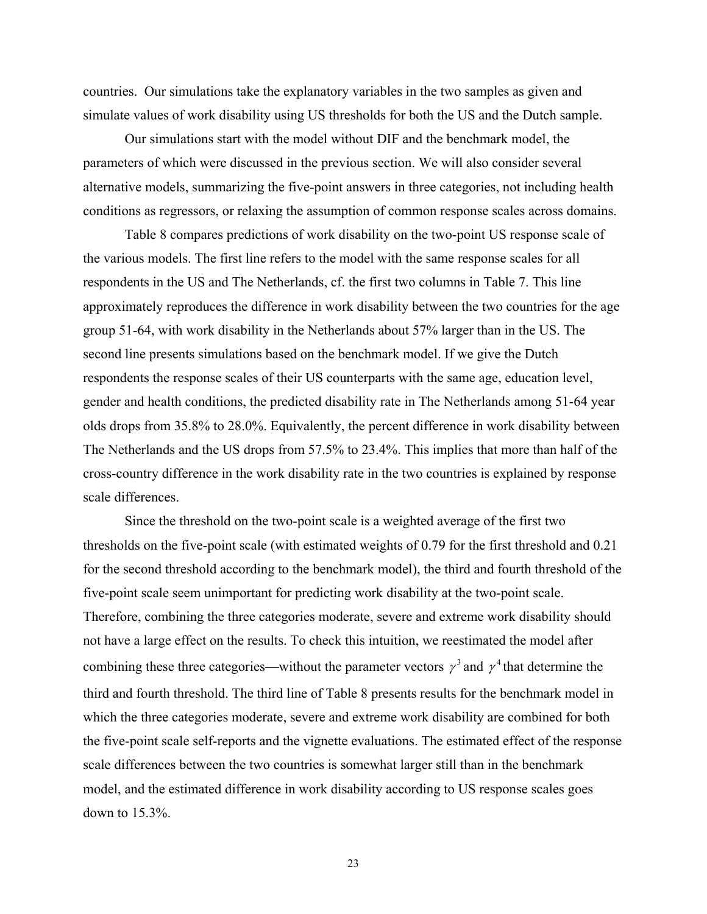countries. Our simulations take the explanatory variables in the two samples as given and simulate values of work disability using US thresholds for both the US and the Dutch sample.

Our simulations start with the model without DIF and the benchmark model, the parameters of which were discussed in the previous section. We will also consider several alternative models, summarizing the five-point answers in three categories, not including health conditions as regressors, or relaxing the assumption of common response scales across domains.

Table 8 compares predictions of work disability on the two-point US response scale of the various models. The first line refers to the model with the same response scales for all respondents in the US and The Netherlands, cf. the first two columns in Table 7. This line approximately reproduces the difference in work disability between the two countries for the age group 51-64, with work disability in the Netherlands about 57% larger than in the US. The second line presents simulations based on the benchmark model. If we give the Dutch respondents the response scales of their US counterparts with the same age, education level, gender and health conditions, the predicted disability rate in The Netherlands among 51-64 year olds drops from 35.8% to 28.0%. Equivalently, the percent difference in work disability between The Netherlands and the US drops from 57.5% to 23.4%. This implies that more than half of the cross-country difference in the work disability rate in the two countries is explained by response scale differences.

Since the threshold on the two-point scale is a weighted average of the first two thresholds on the five-point scale (with estimated weights of 0.79 for the first threshold and 0.21 for the second threshold according to the benchmark model), the third and fourth threshold of the five-point scale seem unimportant for predicting work disability at the two-point scale. Therefore, combining the three categories moderate, severe and extreme work disability should not have a large effect on the results. To check this intuition, we reestimated the model after combining these three categories—without the parameter vectors $\gamma^3$ and $\gamma^4$ that determine the third and fourth threshold. The third line of Table 8 presents results for the benchmark model in which the three categories moderate, severe and extreme work disability are combined for both the five-point scale self-reports and the vignette evaluations. The estimated effect of the response scale differences between the two countries is somewhat larger still than in the benchmark model, and the estimated difference in work disability according to US response scales goes down to 15.3%.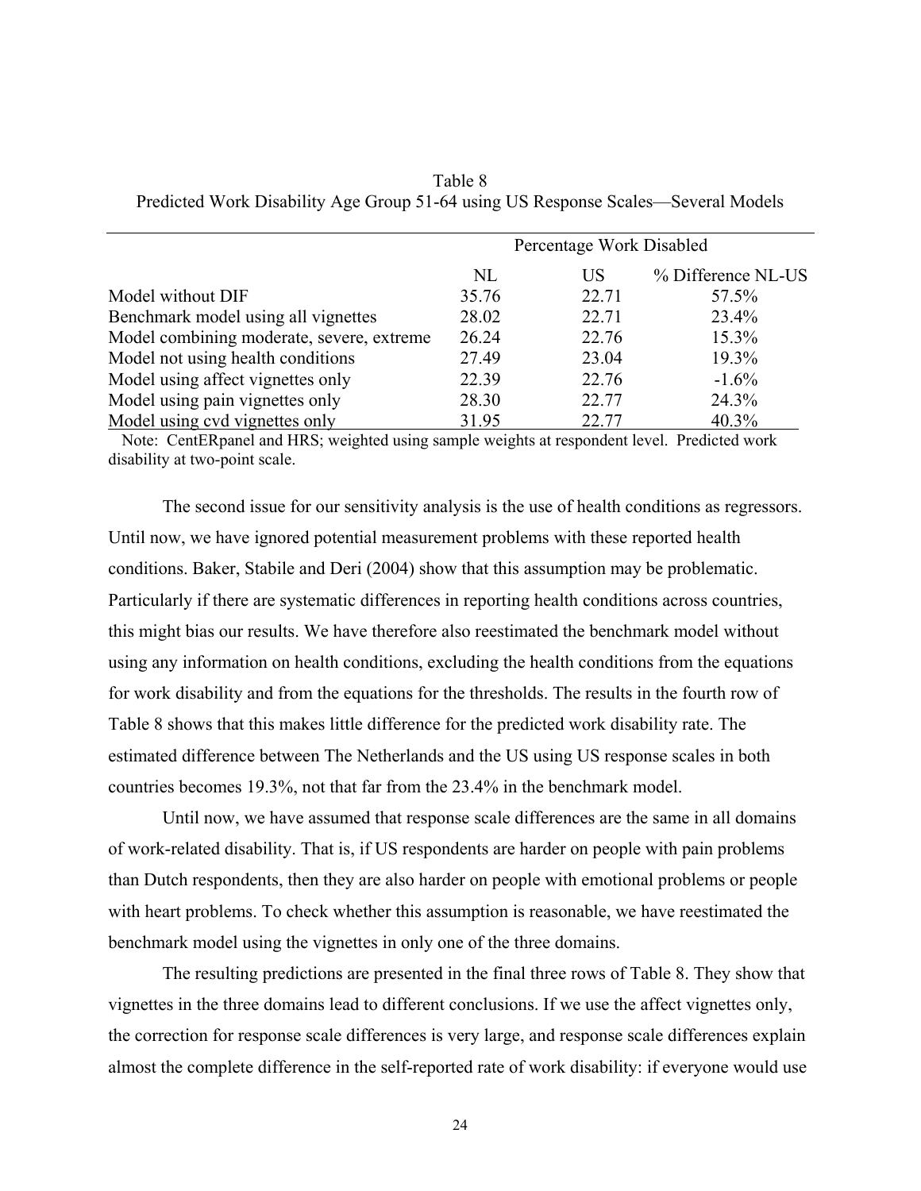Table 8
Predicted Work Disability Age Group 51-64 using US Response Scales—Several Models

| | Percentage Work Disabled | | |
|---|---|---|---|
| | NL | US | % Difference NL-US |
| Model without DIF | 35.76 | 22.71 | 57.5% |
| Benchmark model using all vignettes | 28.02 | 22.71 | 23.4% |
| Model combining moderate, severe, extreme | 26.24 | 22.76 | 15.3% |
| Model not using health conditions | 27.49 | 23.04 | 19.3% |
| Model using affect vignettes only | 22.39 | 22.76 | -1.6% |
| Model using pain vignettes only | 28.30 | 22.77 | 24.3% |
| Model using cvd vignettes only | 31.95 | 22.77 | 40.3% |

Note: CentERpanel and HRS; weighted using sample weights at respondent level. Predicted work disability at two-point scale.

The second issue for our sensitivity analysis is the use of health conditions as regressors. Until now, we have ignored potential measurement problems with these reported health conditions. Baker, Stabile and Deri (2004) show that this assumption may be problematic. Particularly if there are systematic differences in reporting health conditions across countries, this might bias our results. We have therefore also reestimated the benchmark model without using any information on health conditions, excluding the health conditions from the equations for work disability and from the equations for the thresholds. The results in the fourth row of Table 8 shows that this makes little difference for the predicted work disability rate. The estimated difference between The Netherlands and the US using US response scales in both countries becomes 19.3%, not that far from the 23.4% in the benchmark model.

Until now, we have assumed that response scale differences are the same in all domains of work-related disability. That is, if US respondents are harder on people with pain problems than Dutch respondents, then they are also harder on people with emotional problems or people with heart problems. To check whether this assumption is reasonable, we have reestimated the benchmark model using the vignettes in only one of the three domains.

The resulting predictions are presented in the final three rows of Table 8. They show that vignettes in the three domains lead to different conclusions. If we use the affect vignettes only, the correction for response scale differences is very large, and response scale differences explain almost the complete difference in the self-reported rate of work disability: if everyone would use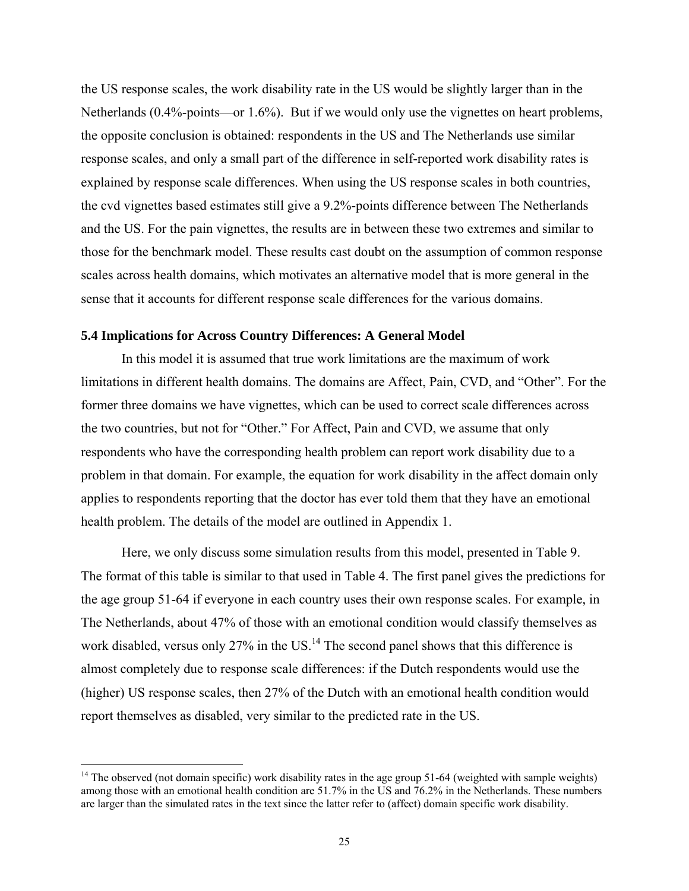the US response scales, the work disability rate in the US would be slightly larger than in the Netherlands (0.4%-points—or 1.6%). But if we would only use the vignettes on heart problems, the opposite conclusion is obtained: respondents in the US and The Netherlands use similar response scales, and only a small part of the difference in self-reported work disability rates is explained by response scale differences. When using the US response scales in both countries, the cvd vignettes based estimates still give a 9.2%-points difference between The Netherlands and the US. For the pain vignettes, the results are in between these two extremes and similar to those for the benchmark model. These results cast doubt on the assumption of common response scales across health domains, which motivates an alternative model that is more general in the sense that it accounts for different response scale differences for the various domains.

### 5.4 Implications for Across Country Differences: A General Model

In this model it is assumed that true work limitations are the maximum of work limitations in different health domains. The domains are Affect, Pain, CVD, and "Other". For the former three domains we have vignettes, which can be used to correct scale differences across the two countries, but not for "Other." For Affect, Pain and CVD, we assume that only respondents who have the corresponding health problem can report work disability due to a problem in that domain. For example, the equation for work disability in the affect domain only applies to respondents reporting that the doctor has ever told them that they have an emotional health problem. The details of the model are outlined in Appendix 1.

Here, we only discuss some simulation results from this model, presented in Table 9. The format of this table is similar to that used in Table 4. The first panel gives the predictions for the age group 51-64 if everyone in each country uses their own response scales. For example, in The Netherlands, about 47% of those with an emotional condition would classify themselves as work disabled, versus only 27% in the US.[14] The second panel shows that this difference is almost completely due to response scale differences: if the Dutch respondents would use the (higher) US response scales, then 27% of the Dutch with an emotional health condition would report themselves as disabled, very similar to the predicted rate in the US.

[14] The observed (not domain specific) work disability rates in the age group 51-64 (weighted with sample weights) among those with an emotional health condition are 51.7% in the US and 76.2% in the Netherlands. These numbers are larger than the simulated rates in the text since the latter refer to (affect) domain specific work disability.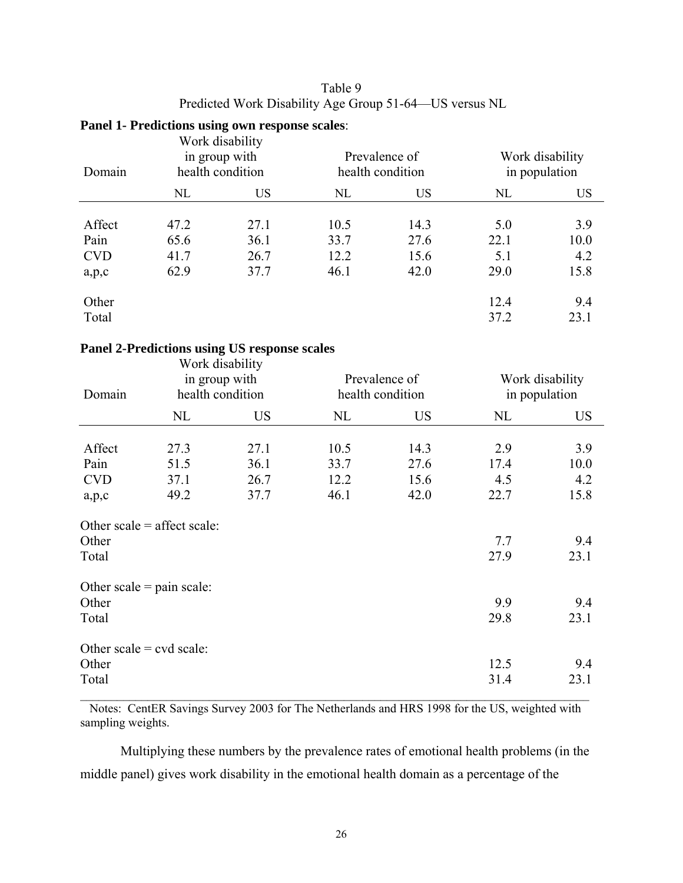Table 9
Predicted Work Disability Age Group 51-64—US versus NL

**Panel 1- Predictions using own response scales**:

| Domain | Work disability in group with health condition | | Prevalence of health condition | | Work disability in population | |
|---|---|---|---|---|---|---|
| | NL | US | NL | US | NL | US |
| Affect | 47.2 | 27.1 | 10.5 | 14.3 | 5.0 | 3.9 |
| Pain | 65.6 | 36.1 | 33.7 | 27.6 | 22.1 | 10.0 |
| CVD | 41.7 | 26.7 | 12.2 | 15.6 | 5.1 | 4.2 |
| a,p,c | 62.9 | 37.7 | 46.1 | 42.0 | 29.0 | 15.8 |
| Other | | | | | 12.4 | 9.4 |
| Total | | | | | 37.2 | 23.1 |

**Panel 2-Predictions using US response scales**

| Domain | Work disability in group with health condition | | Prevalence of health condition | | Work disability in population | |
|---|---|---|---|---|---|---|
| | NL | US | NL | US | NL | US |
| Affect | 27.3 | 27.1 | 10.5 | 14.3 | 2.9 | 3.9 |
| Pain | 51.5 | 36.1 | 33.7 | 27.6 | 17.4 | 10.0 |
| CVD | 37.1 | 26.7 | 12.2 | 15.6 | 4.5 | 4.2 |
| a,p,c | 49.2 | 37.7 | 46.1 | 42.0 | 22.7 | 15.8 |
| Other scale = affect scale: | | | | | | |
| Other | | | | | 7.7 | 9.4 |
| Total | | | | | 27.9 | 23.1 |
| Other scale = pain scale: | | | | | | |
| Other | | | | | 9.9 | 9.4 |
| Total | | | | | 29.8 | 23.1 |
| Other scale = cvd scale: | | | | | | |
| Other | | | | | 12.5 | 9.4 |
| Total | | | | | 31.4 | 23.1 |

Notes: CentER Savings Survey 2003 for The Netherlands and HRS 1998 for the US, weighted with sampling weights.

Multiplying these numbers by the prevalence rates of emotional health problems (in the middle panel) gives work disability in the emotional health domain as a percentage of the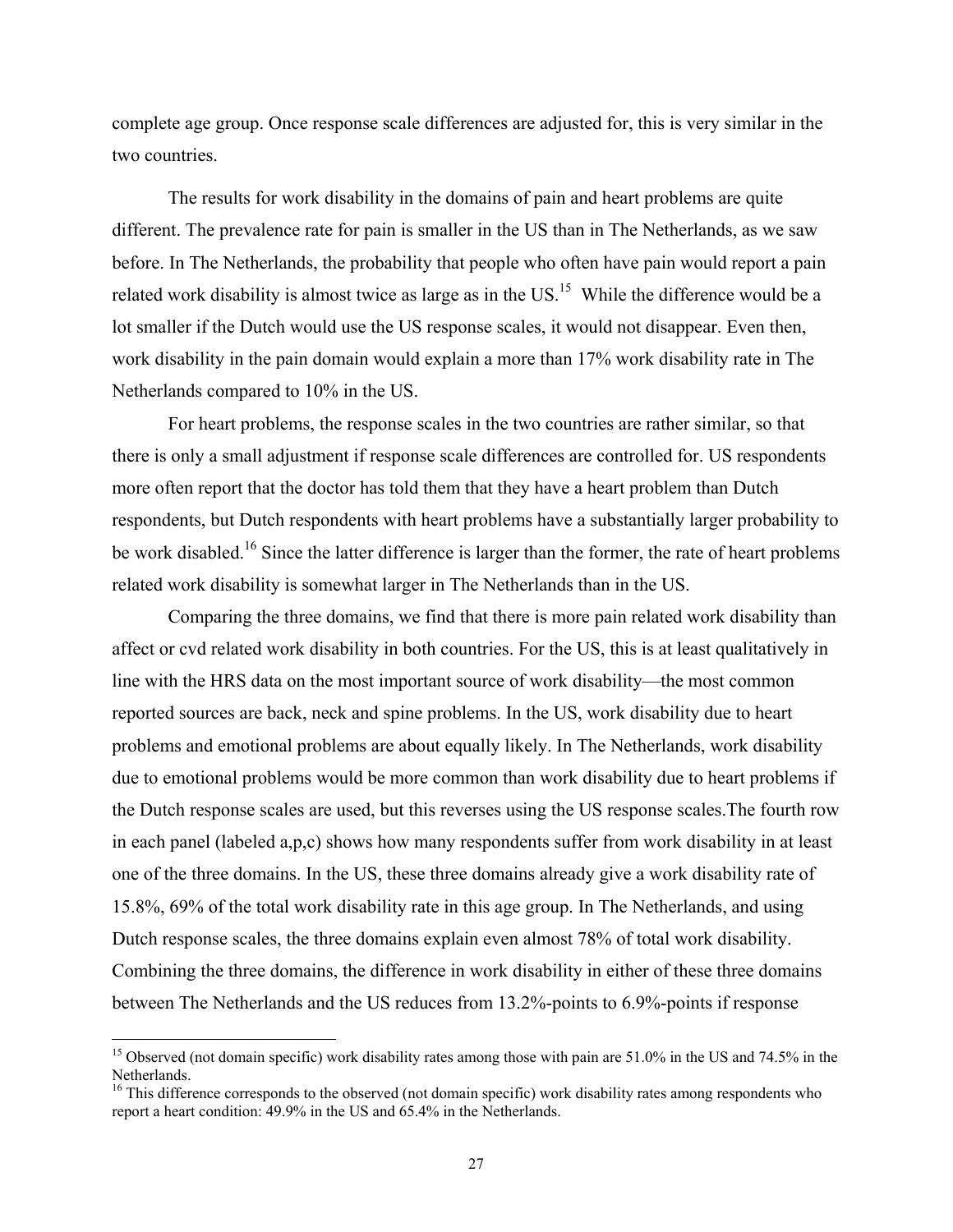complete age group. Once response scale differences are adjusted for, this is very similar in the two countries.

The results for work disability in the domains of pain and heart problems are quite different. The prevalence rate for pain is smaller in the US than in The Netherlands, as we saw before. In The Netherlands, the probability that people who often have pain would report a pain related work disability is almost twice as large as in the US.[15] While the difference would be a lot smaller if the Dutch would use the US response scales, it would not disappear. Even then, work disability in the pain domain would explain a more than 17% work disability rate in The Netherlands compared to 10% in the US.

For heart problems, the response scales in the two countries are rather similar, so that there is only a small adjustment if response scale differences are controlled for. US respondents more often report that the doctor has told them that they have a heart problem than Dutch respondents, but Dutch respondents with heart problems have a substantially larger probability to be work disabled.[16] Since the latter difference is larger than the former, the rate of heart problems related work disability is somewhat larger in The Netherlands than in the US.

Comparing the three domains, we find that there is more pain related work disability than affect or cvd related work disability in both countries. For the US, this is at least qualitatively in line with the HRS data on the most important source of work disability—the most common reported sources are back, neck and spine problems. In the US, work disability due to heart problems and emotional problems are about equally likely. In The Netherlands, work disability due to emotional problems would be more common than work disability due to heart problems if the Dutch response scales are used, but this reverses using the US response scales.The fourth row in each panel (labeled a,p,c) shows how many respondents suffer from work disability in at least one of the three domains. In the US, these three domains already give a work disability rate of 15.8%, 69% of the total work disability rate in this age group. In The Netherlands, and using Dutch response scales, the three domains explain even almost 78% of total work disability. Combining the three domains, the difference in work disability in either of these three domains between The Netherlands and the US reduces from 13.2%-points to 6.9%-points if response

[15] Observed (not domain specific) work disability rates among those with pain are 51.0% in the US and 74.5% in the Netherlands.

[16] This difference corresponds to the observed (not domain specific) work disability rates among respondents who report a heart condition: 49.9% in the US and 65.4% in the Netherlands.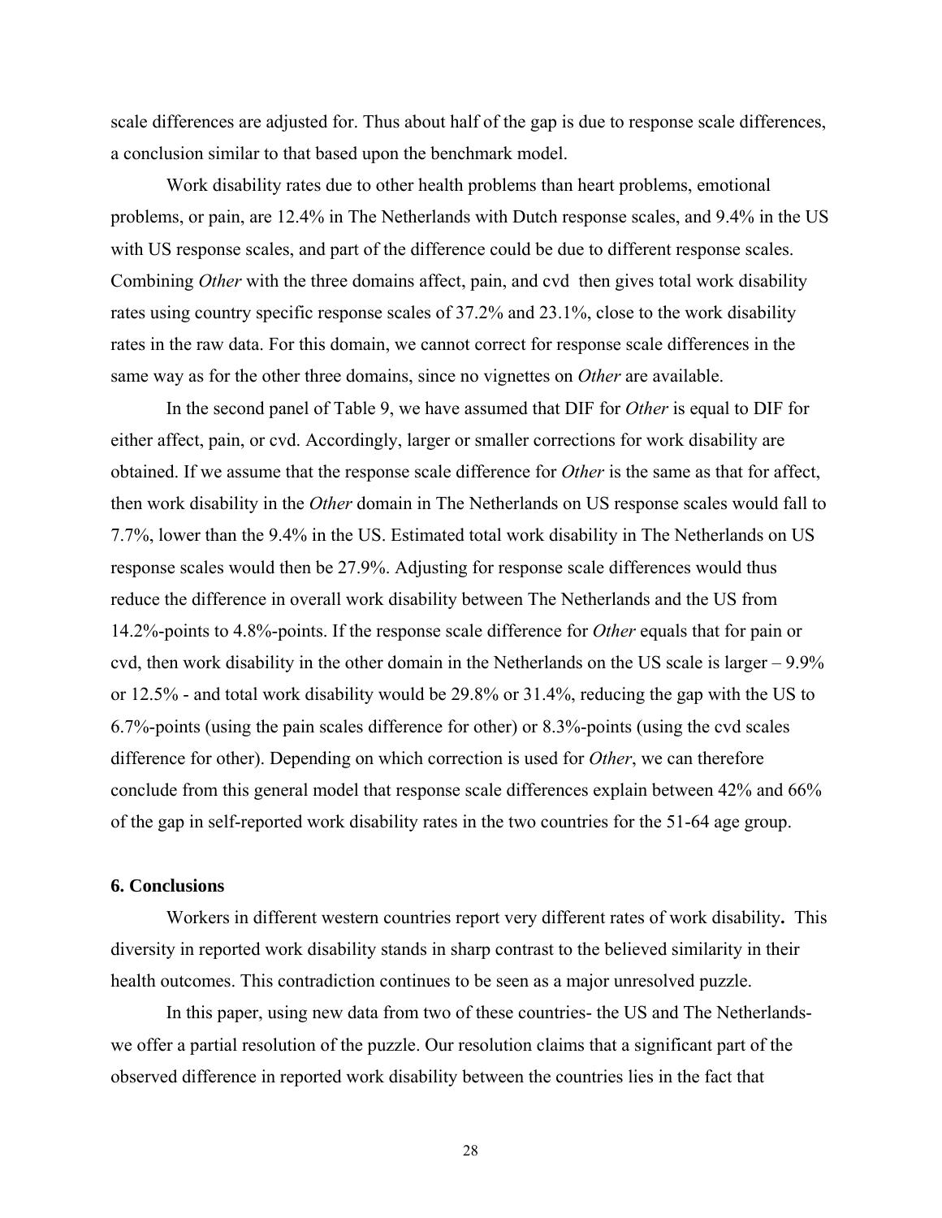scale differences are adjusted for. Thus about half of the gap is due to response scale differences, a conclusion similar to that based upon the benchmark model.

Work disability rates due to other health problems than heart problems, emotional problems, or pain, are 12.4% in The Netherlands with Dutch response scales, and 9.4% in the US with US response scales, and part of the difference could be due to different response scales. Combining *Other* with the three domains affect, pain, and cvd then gives total work disability rates using country specific response scales of 37.2% and 23.1%, close to the work disability rates in the raw data. For this domain, we cannot correct for response scale differences in the same way as for the other three domains, since no vignettes on *Other* are available.

In the second panel of Table 9, we have assumed that DIF for *Other* is equal to DIF for either affect, pain, or cvd. Accordingly, larger or smaller corrections for work disability are obtained. If we assume that the response scale difference for *Other* is the same as that for affect, then work disability in the *Other* domain in The Netherlands on US response scales would fall to 7.7%, lower than the 9.4% in the US. Estimated total work disability in The Netherlands on US response scales would then be 27.9%. Adjusting for response scale differences would thus reduce the difference in overall work disability between The Netherlands and the US from 14.2%-points to 4.8%-points. If the response scale difference for *Other* equals that for pain or cvd, then work disability in the other domain in the Netherlands on the US scale is larger – 9.9% or 12.5% - and total work disability would be 29.8% or 31.4%, reducing the gap with the US to 6.7%-points (using the pain scales difference for other) or 8.3%-points (using the cvd scales difference for other). Depending on which correction is used for *Other*, we can therefore conclude from this general model that response scale differences explain between 42% and 66% of the gap in self-reported work disability rates in the two countries for the 51-64 age group.

## 6. Conclusions

Workers in different western countries report very different rates of work disability**.** This diversity in reported work disability stands in sharp contrast to the believed similarity in their health outcomes. This contradiction continues to be seen as a major unresolved puzzle.

In this paper, using new data from two of these countries- the US and The Netherlands- we offer a partial resolution of the puzzle. Our resolution claims that a significant part of the observed difference in reported work disability between the countries lies in the fact that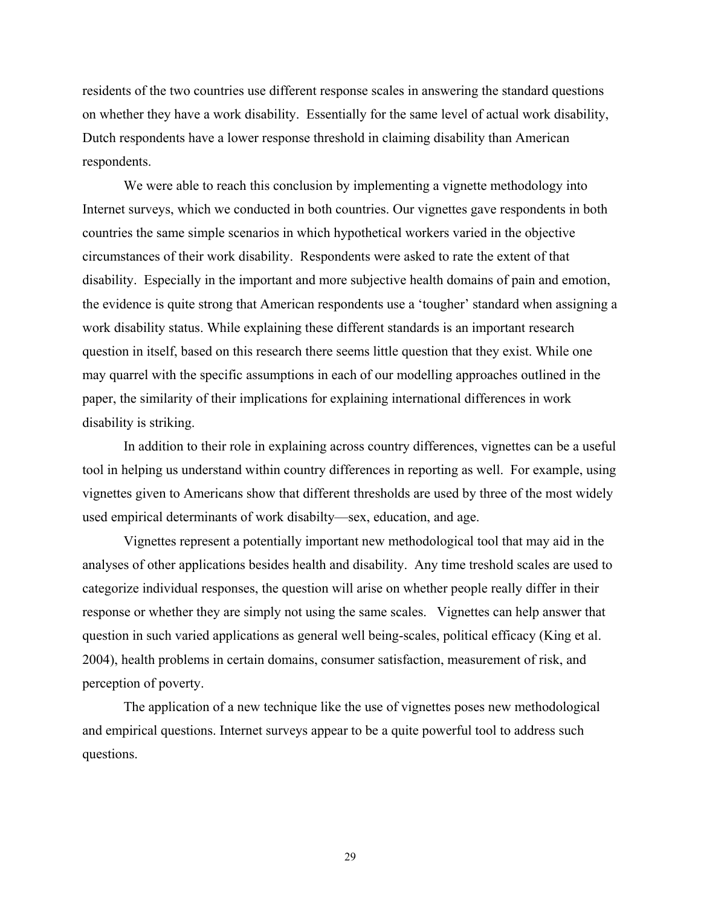residents of the two countries use different response scales in answering the standard questions on whether they have a work disability. Essentially for the same level of actual work disability, Dutch respondents have a lower response threshold in claiming disability than American respondents.

We were able to reach this conclusion by implementing a vignette methodology into Internet surveys, which we conducted in both countries. Our vignettes gave respondents in both countries the same simple scenarios in which hypothetical workers varied in the objective circumstances of their work disability. Respondents were asked to rate the extent of that disability. Especially in the important and more subjective health domains of pain and emotion, the evidence is quite strong that American respondents use a 'tougher' standard when assigning a work disability status. While explaining these different standards is an important research question in itself, based on this research there seems little question that they exist. While one may quarrel with the specific assumptions in each of our modelling approaches outlined in the paper, the similarity of their implications for explaining international differences in work disability is striking.

In addition to their role in explaining across country differences, vignettes can be a useful tool in helping us understand within country differences in reporting as well. For example, using vignettes given to Americans show that different thresholds are used by three of the most widely used empirical determinants of work disabilty—sex, education, and age.

Vignettes represent a potentially important new methodological tool that may aid in the analyses of other applications besides health and disability. Any time treshold scales are used to categorize individual responses, the question will arise on whether people really differ in their response or whether they are simply not using the same scales. Vignettes can help answer that question in such varied applications as general well being-scales, political efficacy (King et al. 2004), health problems in certain domains, consumer satisfaction, measurement of risk, and perception of poverty.

The application of a new technique like the use of vignettes poses new methodological and empirical questions. Internet surveys appear to be a quite powerful tool to address such questions.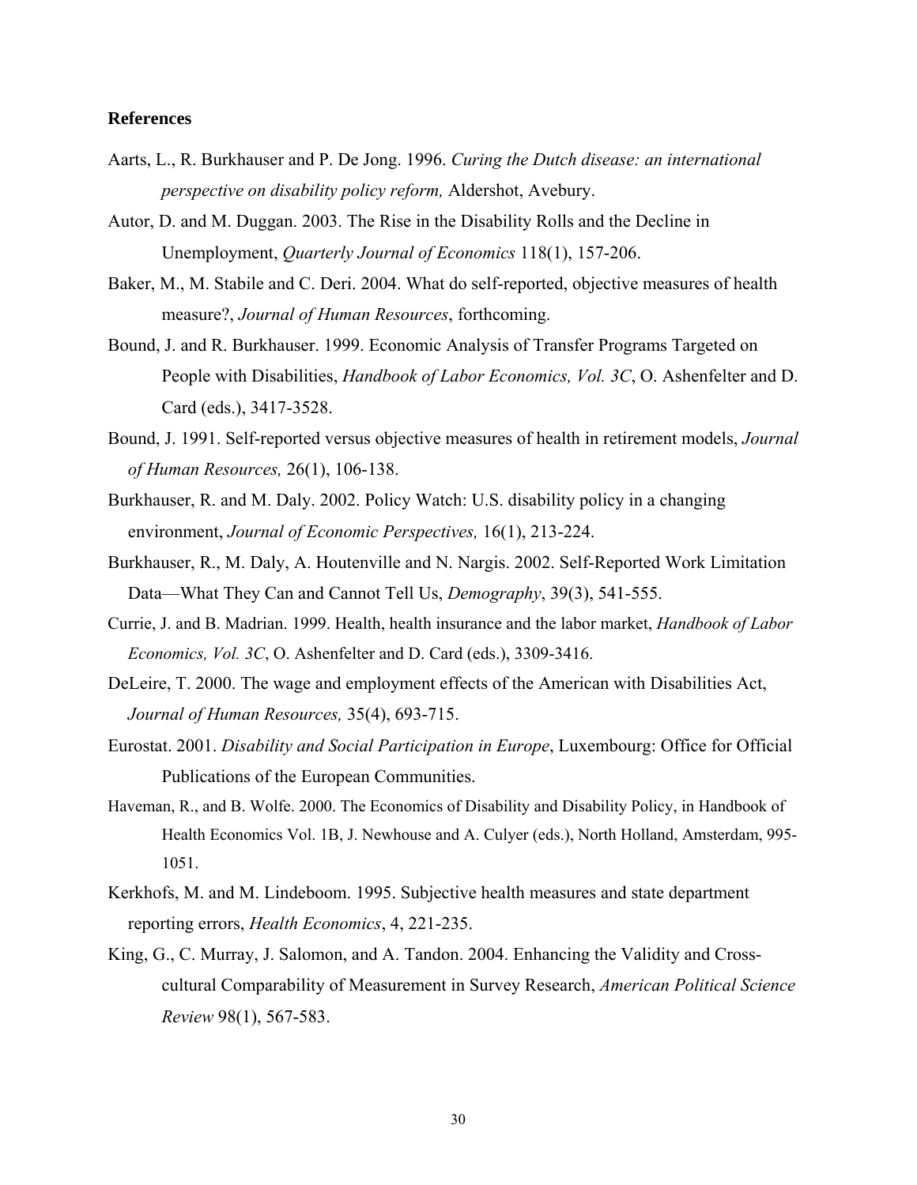**References**

Aarts, L., R. Burkhauser and P. De Jong. 1996. *Curing the Dutch disease: an international perspective on disability policy reform,* Aldershot, Avebury.

Autor, D. and M. Duggan. 2003. The Rise in the Disability Rolls and the Decline in Unemployment, *Quarterly Journal of Economics* 118(1), 157-206.

Baker, M., M. Stabile and C. Deri. 2004. What do self-reported, objective measures of health measure?, *Journal of Human Resources*, forthcoming.

Bound, J. and R. Burkhauser. 1999. Economic Analysis of Transfer Programs Targeted on People with Disabilities, *Handbook of Labor Economics, Vol. 3C*, O. Ashenfelter and D. Card (eds.), 3417-3528.

Bound, J. 1991. Self-reported versus objective measures of health in retirement models, *Journal of Human Resources,* 26(1), 106-138.

Burkhauser, R. and M. Daly. 2002. Policy Watch: U.S. disability policy in a changing environment, *Journal of Economic Perspectives,* 16(1), 213-224.

Burkhauser, R., M. Daly, A. Houtenville and N. Nargis. 2002. Self-Reported Work Limitation Data—What They Can and Cannot Tell Us, *Demography*, 39(3), 541-555.

Currie, J. and B. Madrian. 1999. Health, health insurance and the labor market, *Handbook of Labor Economics, Vol. 3C*, O. Ashenfelter and D. Card (eds.), 3309-3416.

DeLeire, T. 2000. The wage and employment effects of the American with Disabilities Act, *Journal of Human Resources,* 35(4), 693-715.

Eurostat. 2001. *Disability and Social Participation in Europe*, Luxembourg: Office for Official Publications of the European Communities.

Haveman, R., and B. Wolfe. 2000. The Economics of Disability and Disability Policy, in Handbook of Health Economics Vol. 1B, J. Newhouse and A. Culyer (eds.), North Holland, Amsterdam, 995-1051.

Kerkhofs, M. and M. Lindeboom. 1995. Subjective health measures and state department reporting errors, *Health Economics*, 4, 221-235.

King, G., C. Murray, J. Salomon, and A. Tandon. 2004. Enhancing the Validity and Cross-cultural Comparability of Measurement in Survey Research, *American Political Science Review* 98(1), 567-583.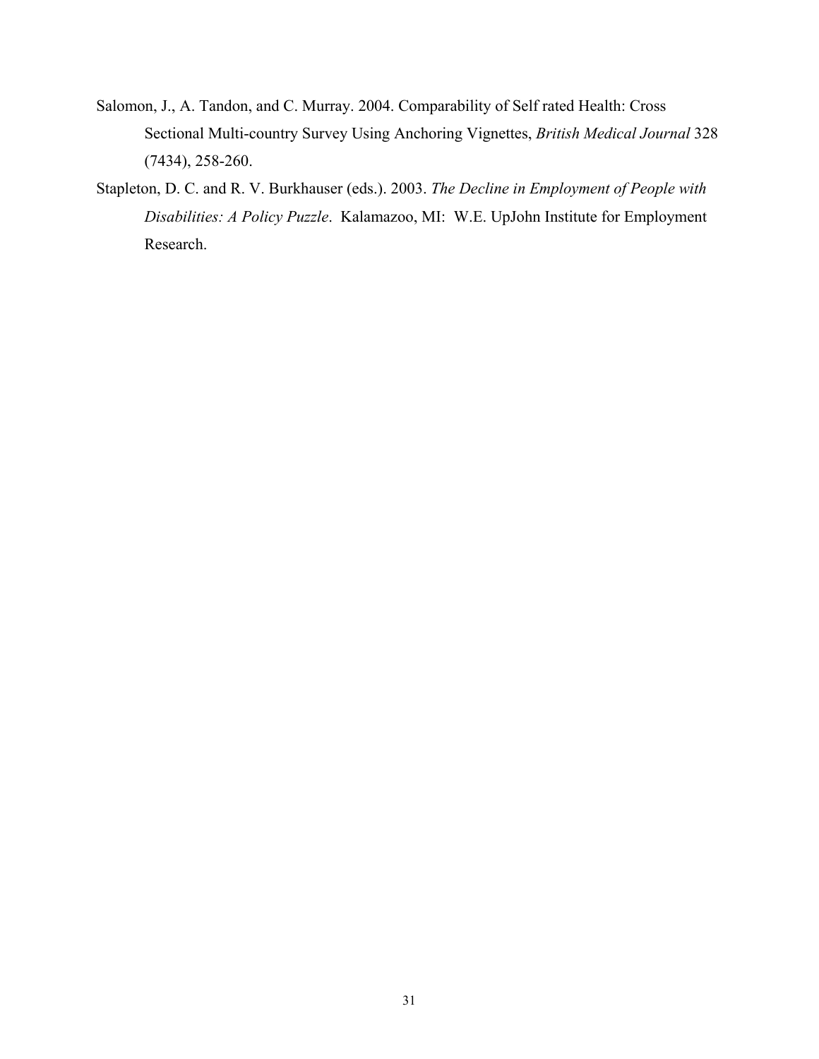Salomon, J., A. Tandon, and C. Murray. 2004. Comparability of Self rated Health: Cross Sectional Multi-country Survey Using Anchoring Vignettes, *British Medical Journal* 328 (7434), 258-260.

Stapleton, D. C. and R. V. Burkhauser (eds.). 2003. *The Decline in Employment of People with Disabilities: A Policy Puzzle*. Kalamazoo, MI: W.E. UpJohn Institute for Employment Research.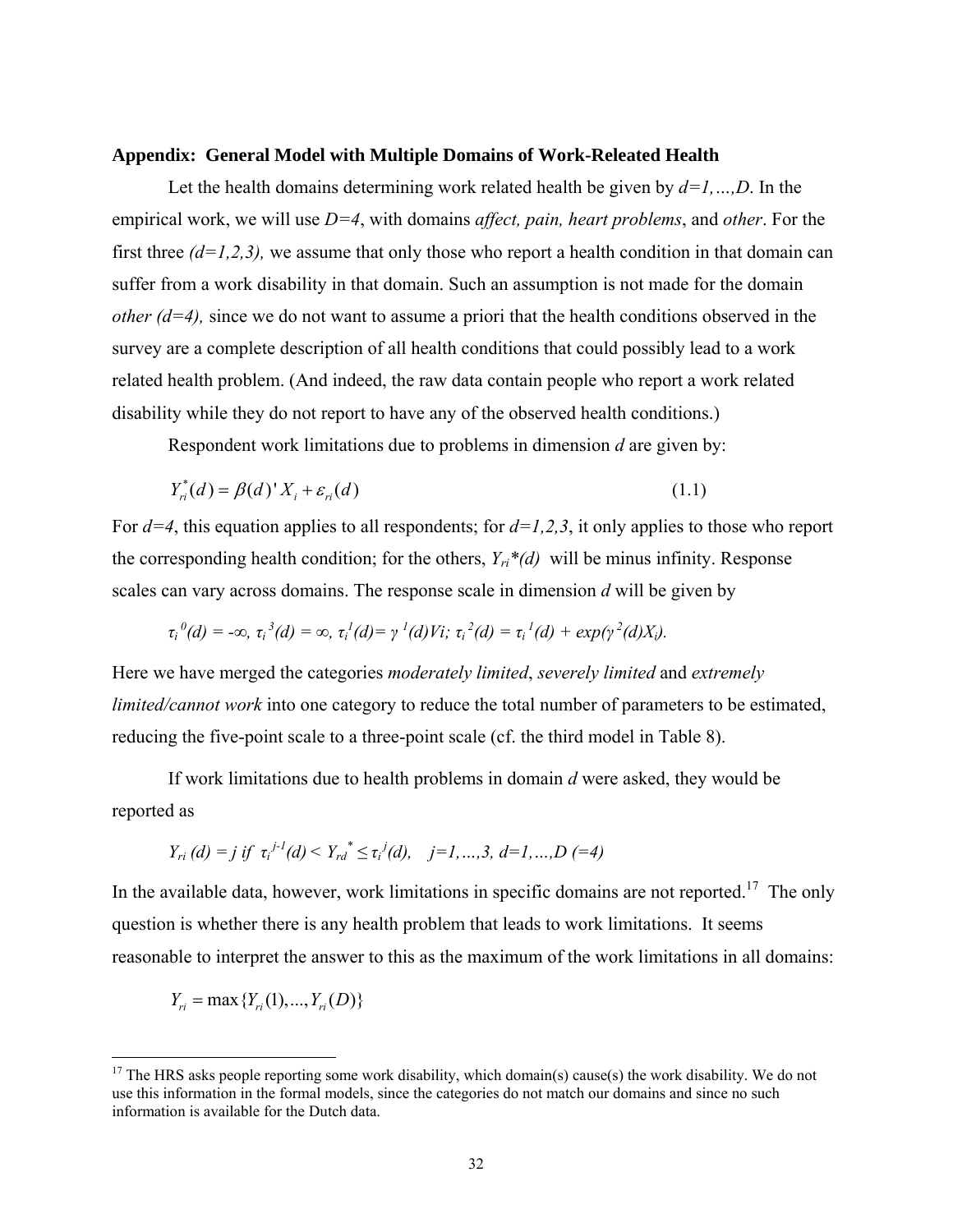## Appendix: General Model with Multiple Domains of Work-Releated Health

Let the health domains determining work related health be given by $d=1,\ldots,D$. In the empirical work, we will use $D=4$, with domains *affect, pain, heart problems*, and *other*. For the first three $(d=1,2,3)$, we assume that only those who report a health condition in that domain can suffer from a work disability in that domain. Such an assumption is not made for the domain *other* $(d=4)$, since we do not want to assume a priori that the health conditions observed in the survey are a complete description of all health conditions that could possibly lead to a work related health problem. (And indeed, the raw data contain people who report a work related disability while they do not report to have any of the observed health conditions.)

Respondent work limitations due to problems in dimension $d$ are given by:

$$Y_{ri}^{*}(d) = \beta(d)' X_i + \varepsilon_{ri}(d) \tag{1.1}$$

For $d=4$, this equation applies to all respondents; for $d=1,2,3$, it only applies to those who report the corresponding health condition; for the others, $Y_{ri}^{*}(d)$ will be minus infinity. Response scales can vary across domains. The response scale in dimension $d$ will be given by

$$\tau_i^{0}(d) = -\infty,\ \tau_i^{3}(d) = \infty,\ \tau_i^{1}(d) = \gamma^{1}(d)V_i;\ \tau_i^{2}(d) = \tau_i^{1}(d) + \exp(\gamma^{2}(d)X_i).$$

Here we have merged the categories *moderately limited*, *severely limited* and *extremely limited/cannot work* into one category to reduce the total number of parameters to be estimated, reducing the five-point scale to a three-point scale (cf. the third model in Table 8).

If work limitations due to health problems in domain $d$ were asked, they would be reported as

$$Y_{ri}(d) = j \text{ if } \tau_i^{j-1}(d) < Y_{rd}^{*} \leq \tau_i^{j}(d), \quad j=1,\ldots,3,\ d=1,\ldots,D\ (=4)$$

In the available data, however, work limitations in specific domains are not reported.[17] The only question is whether there is any health problem that leads to work limitations. It seems reasonable to interpret the answer to this as the maximum of the work limitations in all domains:

$$Y_{ri} = \max\{Y_{ri}(1),\ldots,Y_{ri}(D)\}$$

[17] The HRS asks people reporting some work disability, which domain(s) cause(s) the work disability. We do not use this information in the formal models, since the categories do not match our domains and since no such information is available for the Dutch data.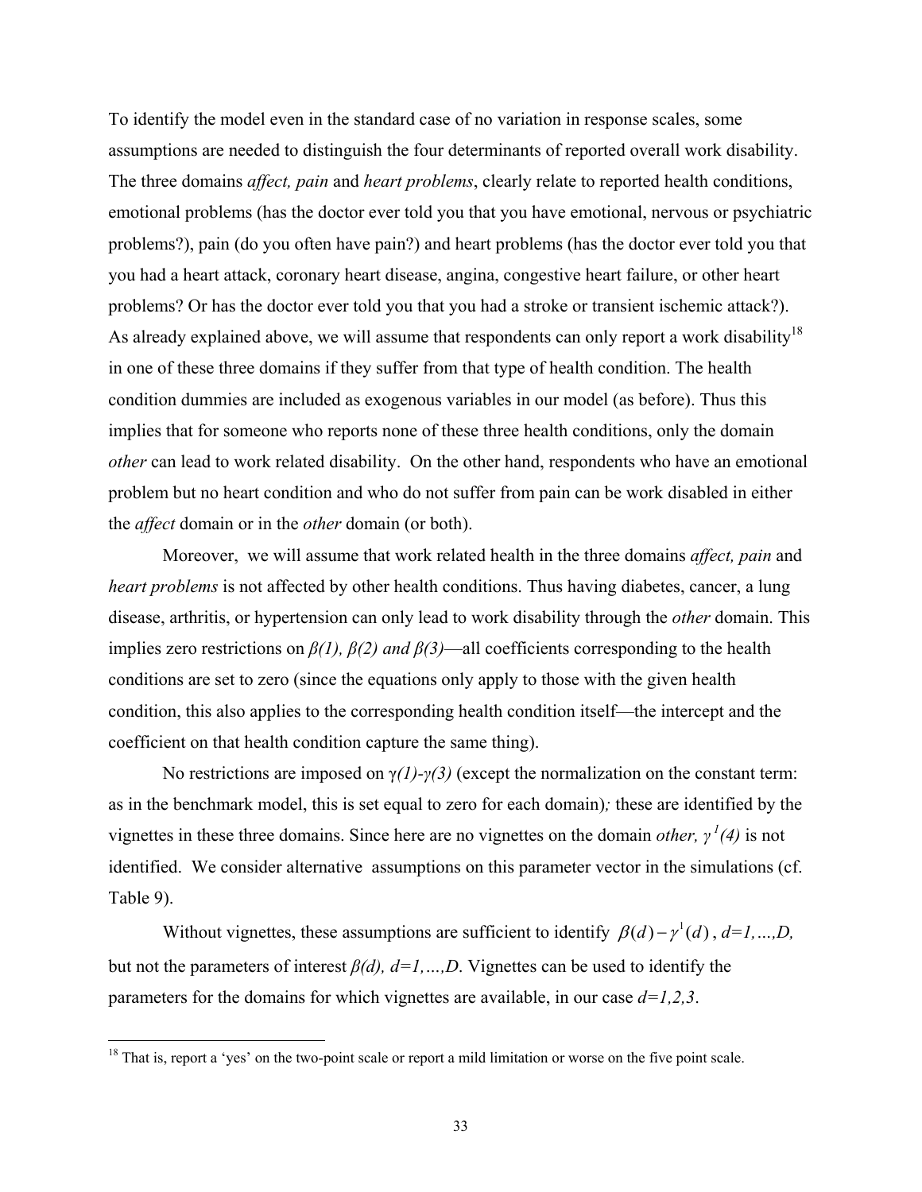To identify the model even in the standard case of no variation in response scales, some assumptions are needed to distinguish the four determinants of reported overall work disability. The three domains *affect, pain* and *heart problems*, clearly relate to reported health conditions, emotional problems (has the doctor ever told you that you have emotional, nervous or psychiatric problems?), pain (do you often have pain?) and heart problems (has the doctor ever told you that you had a heart attack, coronary heart disease, angina, congestive heart failure, or other heart problems? Or has the doctor ever told you that you had a stroke or transient ischemic attack?). As already explained above, we will assume that respondents can only report a work disability[18] in one of these three domains if they suffer from that type of health condition. The health condition dummies are included as exogenous variables in our model (as before). Thus this implies that for someone who reports none of these three health conditions, only the domain *other* can lead to work related disability. On the other hand, respondents who have an emotional problem but no heart condition and who do not suffer from pain can be work disabled in either the *affect* domain or in the *other* domain (or both).

Moreover, we will assume that work related health in the three domains *affect, pain* and *heart problems* is not affected by other health conditions. Thus having diabetes, cancer, a lung disease, arthritis, or hypertension can only lead to work disability through the *other* domain. This implies zero restrictions on $\beta(1)$, $\beta(2)$ *and* $\beta(3)$—all coefficients corresponding to the health conditions are set to zero (since the equations only apply to those with the given health condition, this also applies to the corresponding health condition itself—the intercept and the coefficient on that health condition capture the same thing).

No restrictions are imposed on $\gamma(1)$-$\gamma(3)$ (except the normalization on the constant term: as in the benchmark model, this is set equal to zero for each domain)*;* these are identified by the vignettes in these three domains. Since here are no vignettes on the domain *other,* $\gamma^1(4)$ is not identified. We consider alternative assumptions on this parameter vector in the simulations (cf. Table 9).

Without vignettes, these assumptions are sufficient to identify $\beta(d) - \gamma^1(d)$, $d=1,\ldots,D$, but not the parameters of interest $\beta(d)$, $d=1,\ldots,D$. Vignettes can be used to identify the parameters for the domains for which vignettes are available, in our case $d=1,2,3$.

[18] That is, report a 'yes' on the two-point scale or report a mild limitation or worse on the five point scale.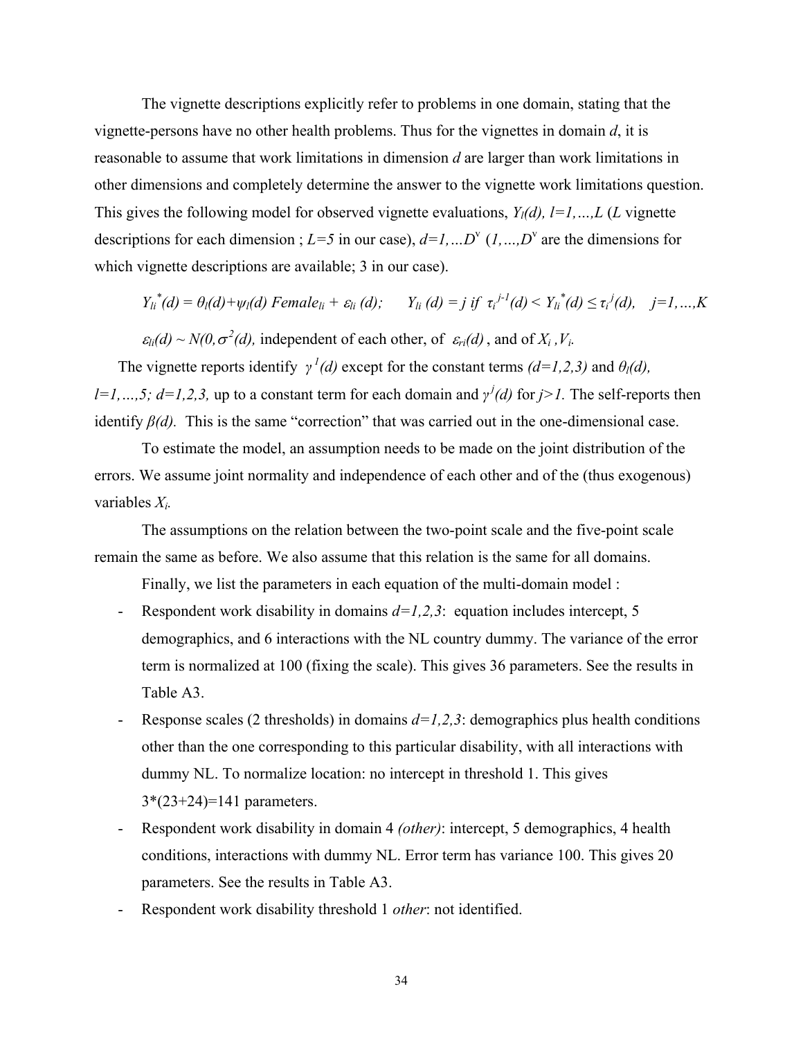The vignette descriptions explicitly refer to problems in one domain, stating that the vignette-persons have no other health problems. Thus for the vignettes in domain *d*, it is reasonable to assume that work limitations in dimension *d* are larger than work limitations in other dimensions and completely determine the answer to the vignette work limitations question. This gives the following model for observed vignette evaluations, $Y_l(d), l=1,\ldots,L$ (*L* vignette descriptions for each dimension ; $L=5$ in our case), $d=1,\ldots D^v$ ($1,\ldots,D^v$ are the dimensions for which vignette descriptions are available; 3 in our case).

$$Y_{li}^*(d) = \theta_l(d)+\psi_l(d)\ Female_{li} + \varepsilon_{li}(d); \qquad Y_{li}(d) = j \text{ if } \tau_i^{j-1}(d) < Y_{li}^*(d) \leq \tau_i^j(d), \quad j=1,\ldots,K$$

$\varepsilon_{li}(d) \sim N(0,\sigma^2(d),$ independent of each other, of $\varepsilon_{ri}(d)$ , and of $X_i, V_i$.

The vignette reports identify $\gamma^1(d)$ except for the constant terms $(d=1,2,3)$ and $\theta_l(d)$, $l=1,\ldots,5;\ d=1,2,3,$ up to a constant term for each domain and $\gamma^j(d)$ for $j>1$. The self-reports then identify $\beta(d)$. This is the same "correction" that was carried out in the one-dimensional case.

To estimate the model, an assumption needs to be made on the joint distribution of the errors. We assume joint normality and independence of each other and of the (thus exogenous) variables $X_i$.

The assumptions on the relation between the two-point scale and the five-point scale remain the same as before. We also assume that this relation is the same for all domains.

Finally, we list the parameters in each equation of the multi-domain model :

- Respondent work disability in domains $d=1,2,3$: equation includes intercept, 5 demographics, and 6 interactions with the NL country dummy. The variance of the error term is normalized at 100 (fixing the scale). This gives 36 parameters. See the results in Table A3.
- Response scales (2 thresholds) in domains $d=1,2,3$: demographics plus health conditions other than the one corresponding to this particular disability, with all interactions with dummy NL. To normalize location: no intercept in threshold 1. This gives 3*(23+24)=141 parameters.
- Respondent work disability in domain 4 *(other)*: intercept, 5 demographics, 4 health conditions, interactions with dummy NL. Error term has variance 100. This gives 20 parameters. See the results in Table A3.
- Respondent work disability threshold 1 *other*: not identified.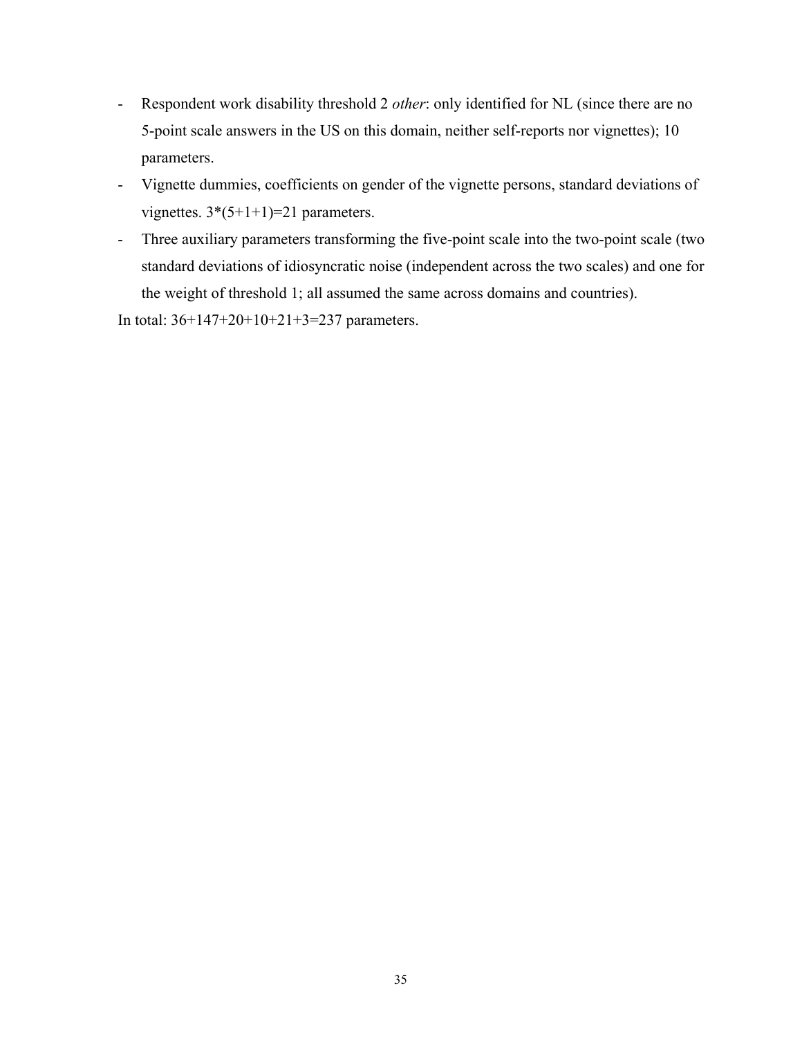- Respondent work disability threshold 2 *other*: only identified for NL (since there are no 5-point scale answers in the US on this domain, neither self-reports nor vignettes); 10 parameters.
- Vignette dummies, coefficients on gender of the vignette persons, standard deviations of vignettes. $3*(5+1+1)=21$ parameters.
- Three auxiliary parameters transforming the five-point scale into the two-point scale (two standard deviations of idiosyncratic noise (independent across the two scales) and one for the weight of threshold 1; all assumed the same across domains and countries).

In total: $36+147+20+10+21+3=237$ parameters.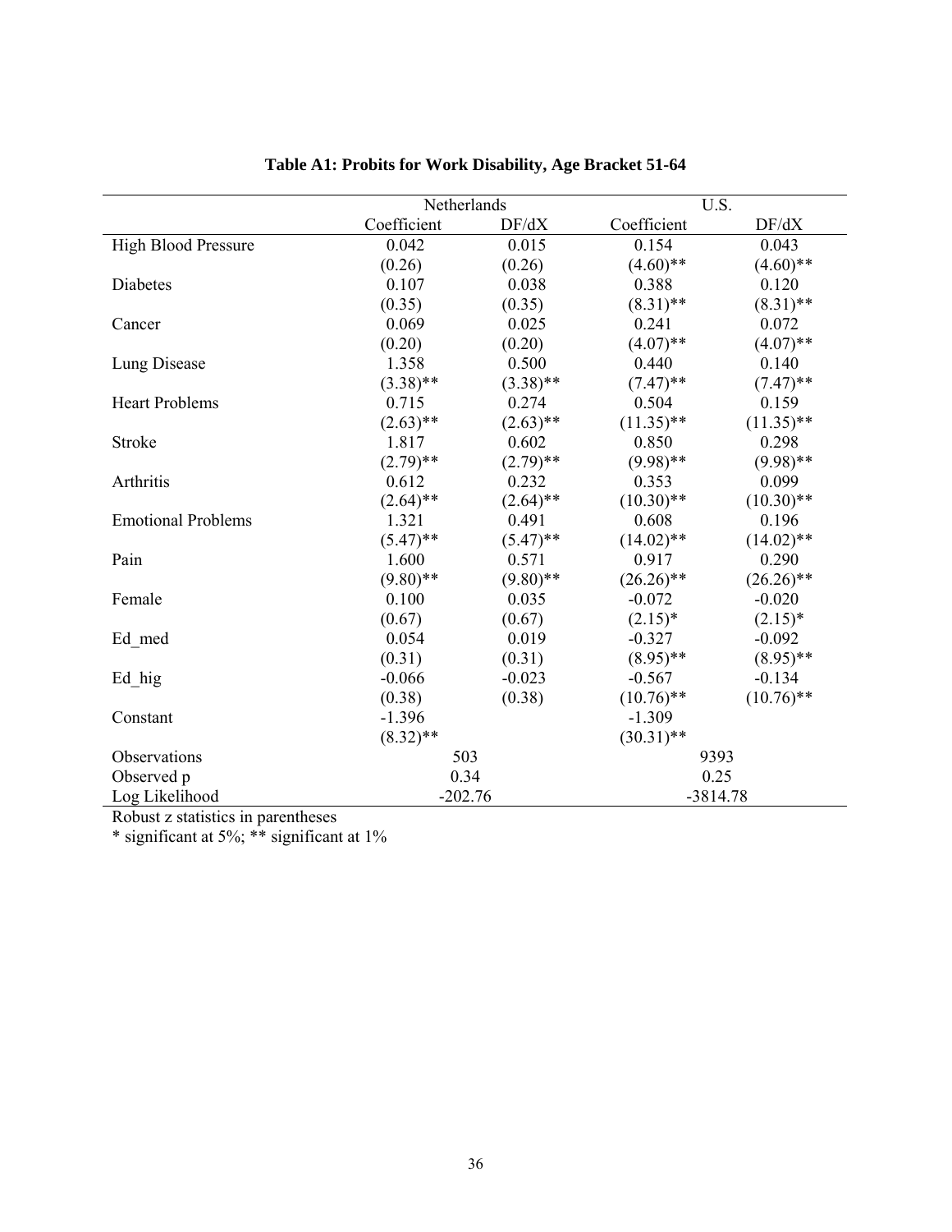**Table A1: Probits for Work Disability, Age Bracket 51-64**

| | Netherlands | | U.S. | |
|---|---|---|---|---|
| | Coefficient | DF/dX | Coefficient | DF/dX |
| High Blood Pressure | 0.042 | 0.015 | 0.154 | 0.043 |
| | (0.26) | (0.26) | (4.60)** | (4.60)** |
| Diabetes | 0.107 | 0.038 | 0.388 | 0.120 |
| | (0.35) | (0.35) | (8.31)** | (8.31)** |
| Cancer | 0.069 | 0.025 | 0.241 | 0.072 |
| | (0.20) | (0.20) | (4.07)** | (4.07)** |
| Lung Disease | 1.358 | 0.500 | 0.440 | 0.140 |
| | (3.38)** | (3.38)** | (7.47)** | (7.47)** |
| Heart Problems | 0.715 | 0.274 | 0.504 | 0.159 |
| | (2.63)** | (2.63)** | (11.35)** | (11.35)** |
| Stroke | 1.817 | 0.602 | 0.850 | 0.298 |
| | (2.79)** | (2.79)** | (9.98)** | (9.98)** |
| Arthritis | 0.612 | 0.232 | 0.353 | 0.099 |
| | (2.64)** | (2.64)** | (10.30)** | (10.30)** |
| Emotional Problems | 1.321 | 0.491 | 0.608 | 0.196 |
| | (5.47)** | (5.47)** | (14.02)** | (14.02)** |
| Pain | 1.600 | 0.571 | 0.917 | 0.290 |
| | (9.80)** | (9.80)** | (26.26)** | (26.26)** |
| Female | 0.100 | 0.035 | -0.072 | -0.020 |
| | (0.67) | (0.67) | (2.15)* | (2.15)* |
| Ed_med | 0.054 | 0.019 | -0.327 | -0.092 |
| | (0.31) | (0.31) | (8.95)** | (8.95)** |
| Ed_hig | -0.066 | -0.023 | -0.567 | -0.134 |
| | (0.38) | (0.38) | (10.76)** | (10.76)** |
| Constant | -1.396 | | -1.309 | |
| | (8.32)** | | (30.31)** | |
| Observations | 503 | | 9393 | |
| Observed p | 0.34 | | 0.25 | |
| Log Likelihood | -202.76 | | -3814.78 | |

Robust z statistics in parentheses

* significant at 5%; ** significant at 1%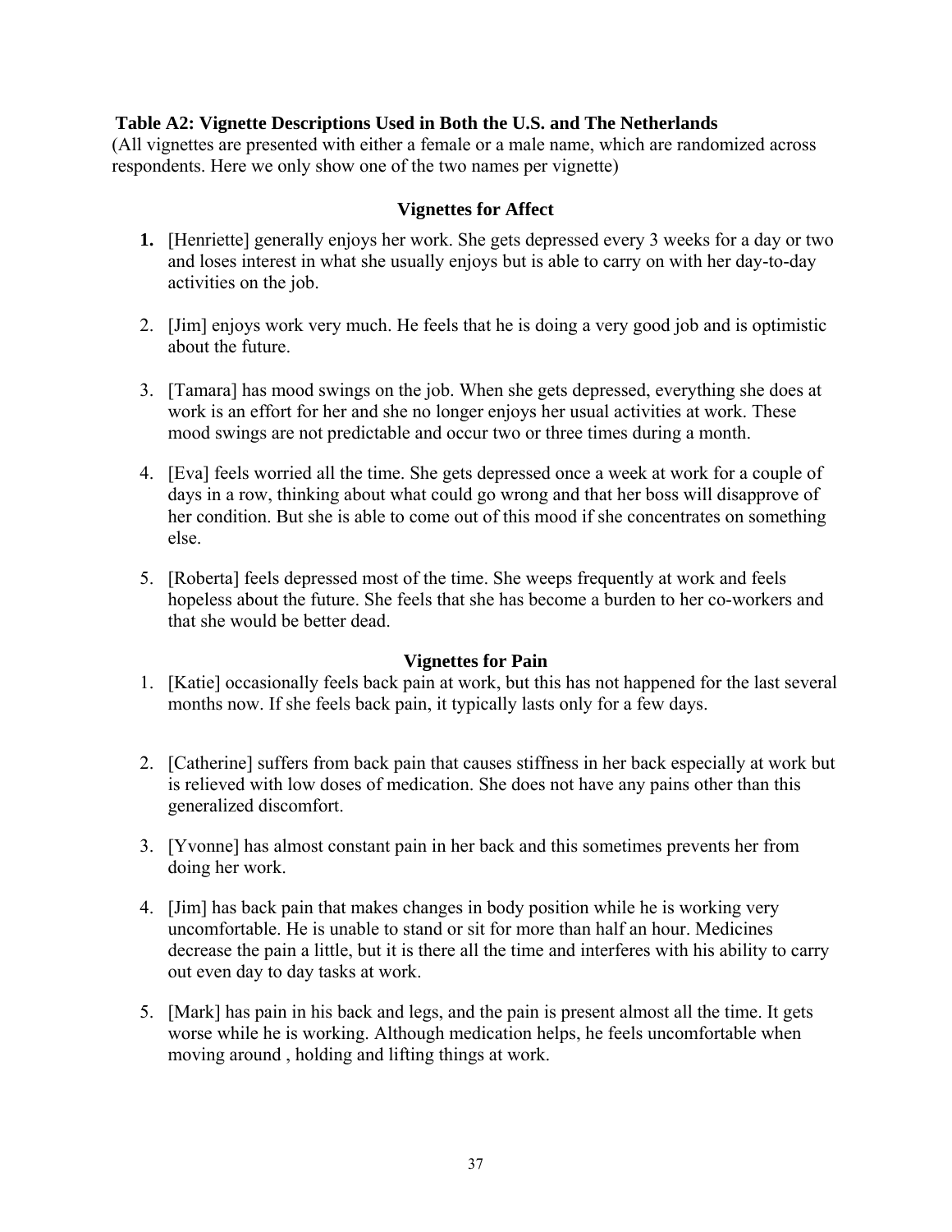**Table A2: Vignette Descriptions Used in Both the U.S. and The Netherlands**

(All vignettes are presented with either a female or a male name, which are randomized across respondents. Here we only show one of the two names per vignette)

### Vignettes for Affect

1. [Henriette] generally enjoys her work. She gets depressed every 3 weeks for a day or two and loses interest in what she usually enjoys but is able to carry on with her day-to-day activities on the job.
2. [Jim] enjoys work very much. He feels that he is doing a very good job and is optimistic about the future.
3. [Tamara] has mood swings on the job. When she gets depressed, everything she does at work is an effort for her and she no longer enjoys her usual activities at work. These mood swings are not predictable and occur two or three times during a month.
4. [Eva] feels worried all the time. She gets depressed once a week at work for a couple of days in a row, thinking about what could go wrong and that her boss will disapprove of her condition. But she is able to come out of this mood if she concentrates on something else.
5. [Roberta] feels depressed most of the time. She weeps frequently at work and feels hopeless about the future. She feels that she has become a burden to her co-workers and that she would be better dead.

### Vignettes for Pain

1. [Katie] occasionally feels back pain at work, but this has not happened for the last several months now. If she feels back pain, it typically lasts only for a few days.
2. [Catherine] suffers from back pain that causes stiffness in her back especially at work but is relieved with low doses of medication. She does not have any pains other than this generalized discomfort.
3. [Yvonne] has almost constant pain in her back and this sometimes prevents her from doing her work.
4. [Jim] has back pain that makes changes in body position while he is working very uncomfortable. He is unable to stand or sit for more than half an hour. Medicines decrease the pain a little, but it is there all the time and interferes with his ability to carry out even day to day tasks at work.
5. [Mark] has pain in his back and legs, and the pain is present almost all the time. It gets worse while he is working. Although medication helps, he feels uncomfortable when moving around , holding and lifting things at work.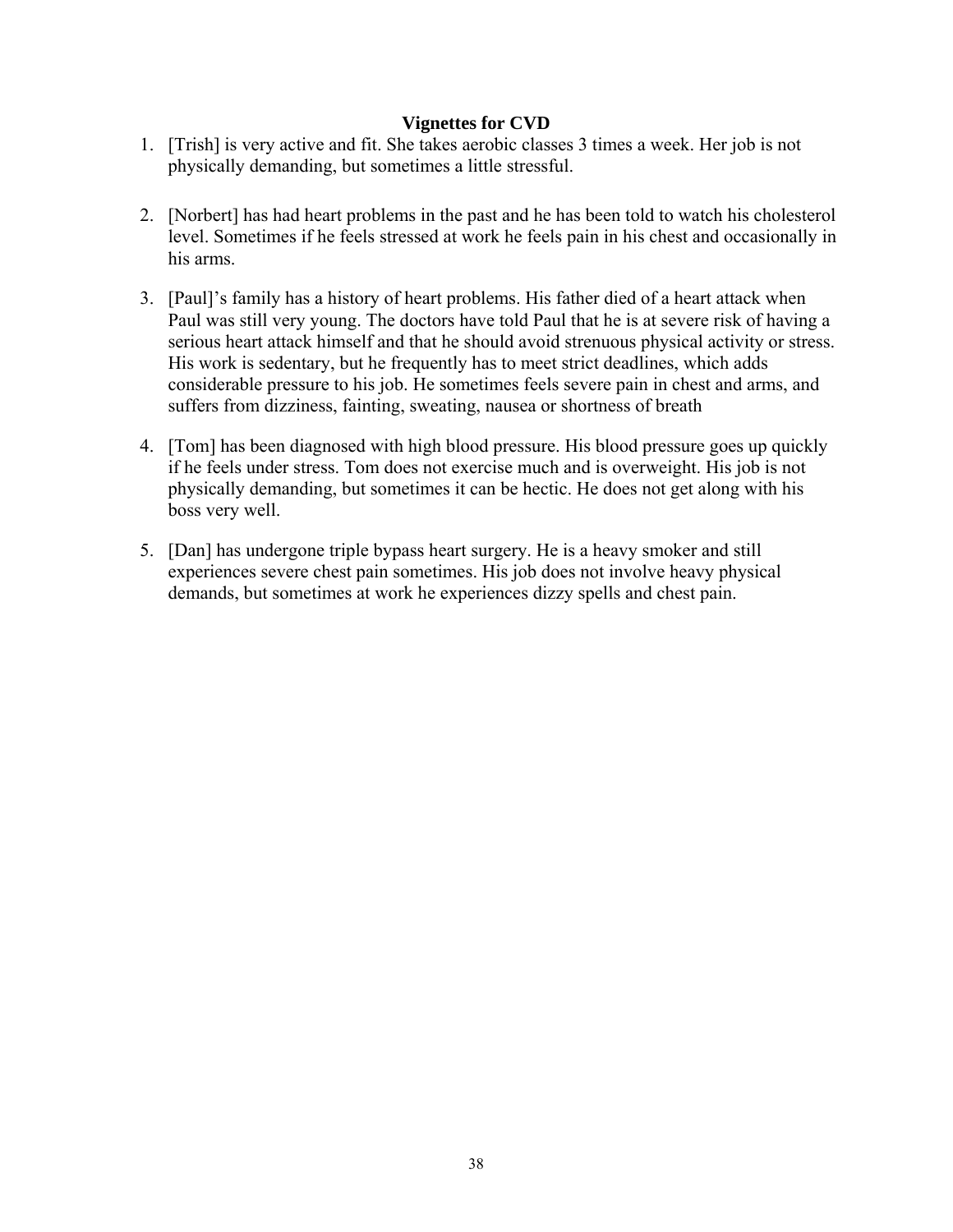**Vignettes for CVD**

1. [Trish] is very active and fit. She takes aerobic classes 3 times a week. Her job is not physically demanding, but sometimes a little stressful.

2. [Norbert] has had heart problems in the past and he has been told to watch his cholesterol level. Sometimes if he feels stressed at work he feels pain in his chest and occasionally in his arms.

3. [Paul]'s family has a history of heart problems. His father died of a heart attack when Paul was still very young. The doctors have told Paul that he is at severe risk of having a serious heart attack himself and that he should avoid strenuous physical activity or stress. His work is sedentary, but he frequently has to meet strict deadlines, which adds considerable pressure to his job. He sometimes feels severe pain in chest and arms, and suffers from dizziness, fainting, sweating, nausea or shortness of breath

4. [Tom] has been diagnosed with high blood pressure. His blood pressure goes up quickly if he feels under stress. Tom does not exercise much and is overweight. His job is not physically demanding, but sometimes it can be hectic. He does not get along with his boss very well.

5. [Dan] has undergone triple bypass heart surgery. He is a heavy smoker and still experiences severe chest pain sometimes. His job does not involve heavy physical demands, but sometimes at work he experiences dizzy spells and chest pain.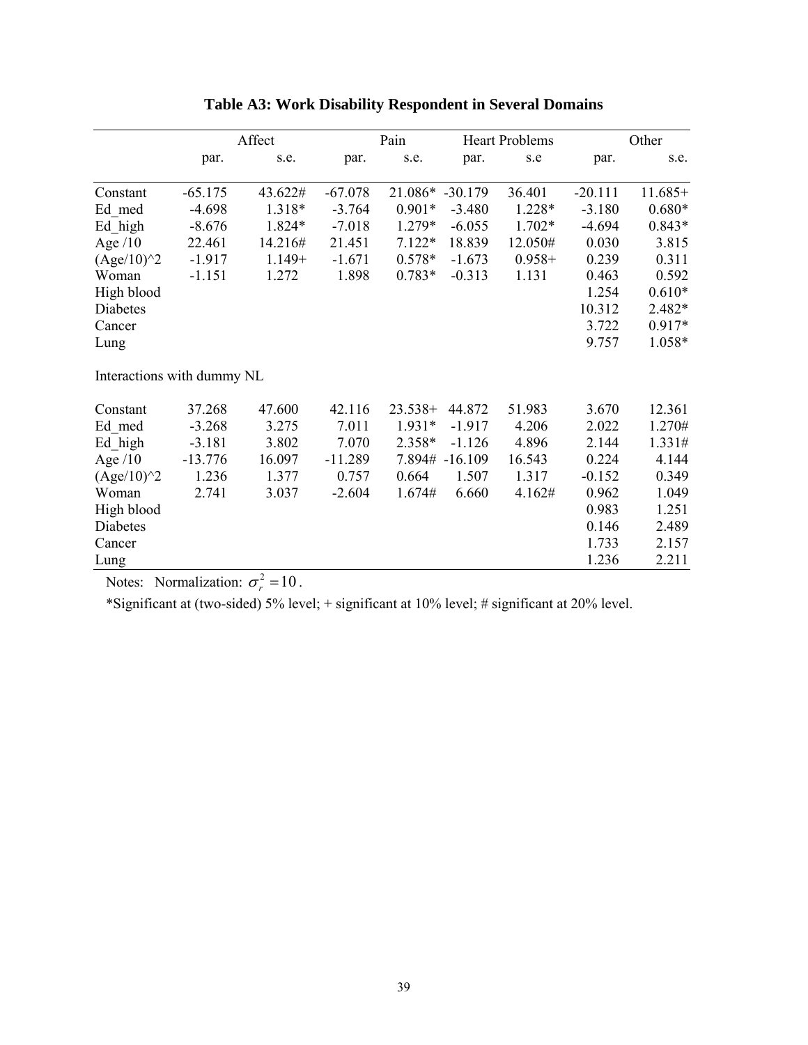**Table A3: Work Disability Respondent in Several Domains**

| | Affect | | Pain | | Heart Problems | | Other | |
|---|---|---|---|---|---|---|---|---|
| | par. | s.e. | par. | s.e. | par. | s.e | par. | s.e. |
| Constant | -65.175 | 43.622# | -67.078 | 21.086* | -30.179 | 36.401 | -20.111 | 11.685+ |
| Ed_med | -4.698 | 1.318* | -3.764 | 0.901* | -3.480 | 1.228* | -3.180 | 0.680* |
| Ed_high | -8.676 | 1.824* | -7.018 | 1.279* | -6.055 | 1.702* | -4.694 | 0.843* |
| Age /10 | 22.461 | 14.216# | 21.451 | 7.122* | 18.839 | 12.050# | 0.030 | 3.815 |
| (Age/10)^2 | -1.917 | 1.149+ | -1.671 | 0.578* | -1.673 | 0.958+ | 0.239 | 0.311 |
| Woman | -1.151 | 1.272 | 1.898 | 0.783* | -0.313 | 1.131 | 0.463 | 0.592 |
| High blood | | | | | | | 1.254 | 0.610* |
| Diabetes | | | | | | | 10.312 | 2.482* |
| Cancer | | | | | | | 3.722 | 0.917* |
| Lung | | | | | | | 9.757 | 1.058* |
| Interactions with dummy NL | | | | | | | | |
| Constant | 37.268 | 47.600 | 42.116 | 23.538+ | 44.872 | 51.983 | 3.670 | 12.361 |
| Ed_med | -3.268 | 3.275 | 7.011 | 1.931* | -1.917 | 4.206 | 2.022 | 1.270# |
| Ed_high | -3.181 | 3.802 | 7.070 | 2.358* | -1.126 | 4.896 | 2.144 | 1.331# |
| Age /10 | -13.776 | 16.097 | -11.289 | 7.894# | -16.109 | 16.543 | 0.224 | 4.144 |
| (Age/10)^2 | 1.236 | 1.377 | 0.757 | 0.664 | 1.507 | 1.317 | -0.152 | 0.349 |
| Woman | 2.741 | 3.037 | -2.604 | 1.674# | 6.660 | 4.162# | 0.962 | 1.049 |
| High blood | | | | | | | 0.983 | 1.251 |
| Diabetes | | | | | | | 0.146 | 2.489 |
| Cancer | | | | | | | 1.733 | 2.157 |
| Lung | | | | | | | 1.236 | 2.211 |

Notes: Normalization: $\sigma_r^2 = 10$.

*Significant at (two-sided) 5% level; + significant at 10% level; # significant at 20% level.